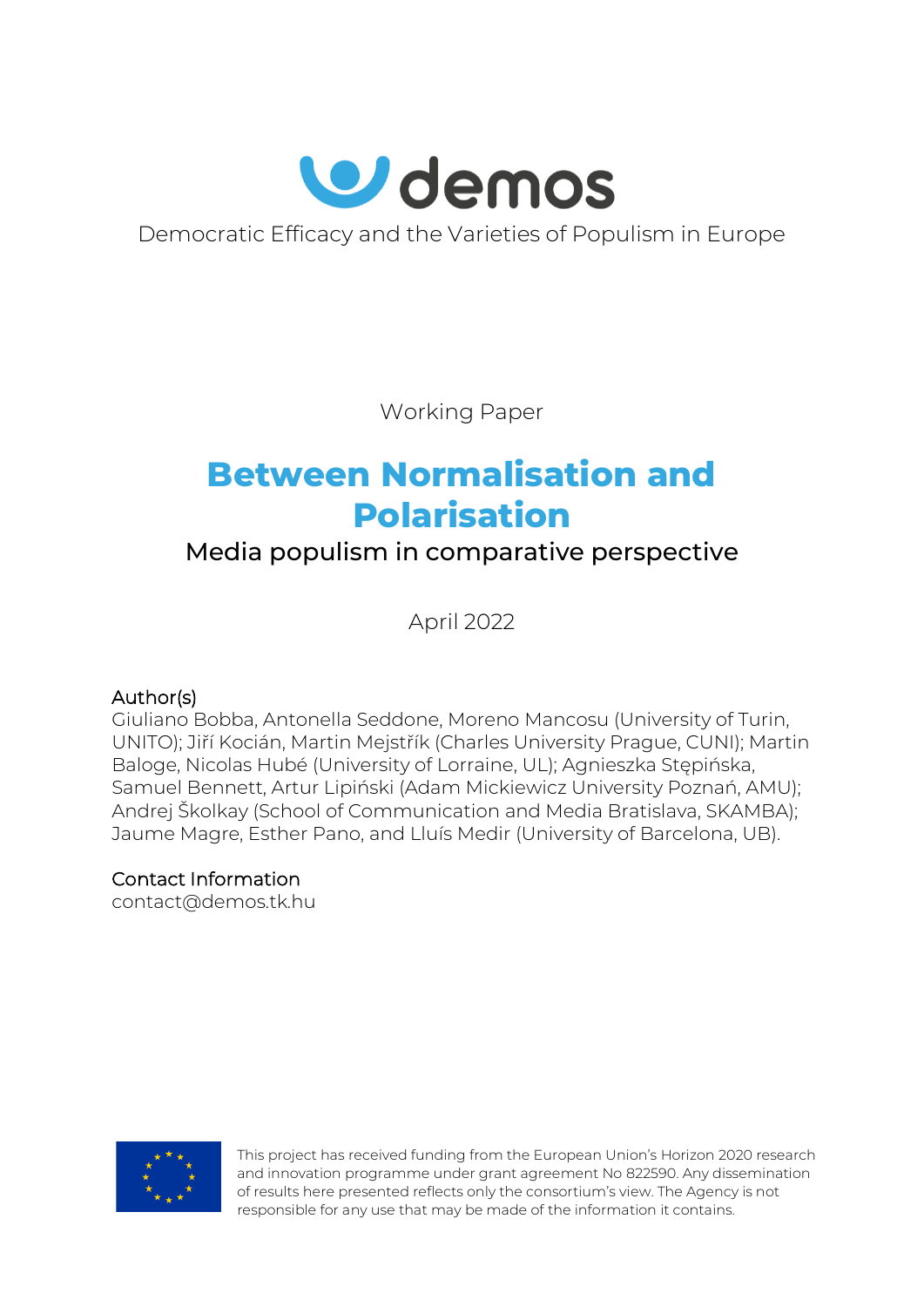demos

Democratic Efficacy and the Varieties of Populism in Europe

Working Paper

# Between Normalisation and Polarisation

## Media populism in comparative perspective

April 2022

Author(s)
Giuliano Bobba, Antonella Seddone, Moreno Mancosu (University of Turin, UNITO); Jiří Kocián, Martin Mejstřík (Charles University Prague, CUNI); Martin Baloge, Nicolas Hubé (University of Lorraine, UL); Agnieszka Stępińska, Samuel Bennett, Artur Lipiński (Adam Mickiewicz University Poznań, AMU); Andrej Školkay (School of Communication and Media Bratislava, SKAMBA); Jaume Magre, Esther Pano, and Lluís Medir (University of Barcelona, UB).

Contact Information
contact@demos.tk.hu

This project has received funding from the European Union's Horizon 2020 research and innovation programme under grant agreement No 822590. Any dissemination of results here presented reflects only the consortium's view. The Agency is not responsible for any use that may be made of the information it contains.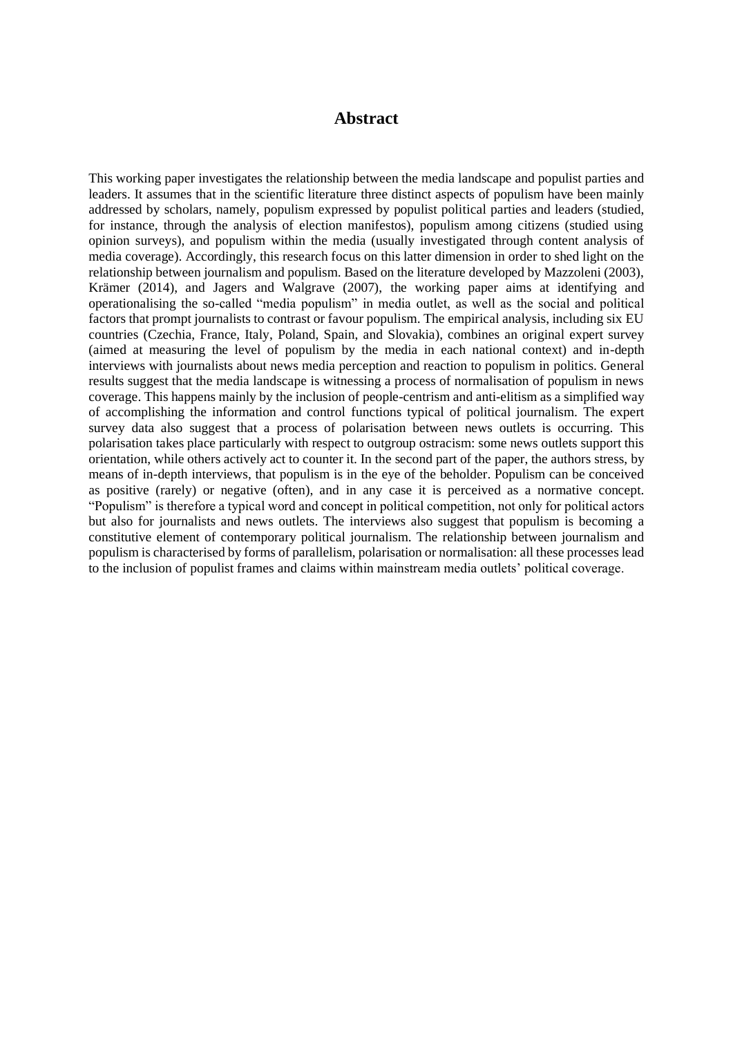# Abstract

This working paper investigates the relationship between the media landscape and populist parties and leaders. It assumes that in the scientific literature three distinct aspects of populism have been mainly addressed by scholars, namely, populism expressed by populist political parties and leaders (studied, for instance, through the analysis of election manifestos), populism among citizens (studied using opinion surveys), and populism within the media (usually investigated through content analysis of media coverage). Accordingly, this research focus on this latter dimension in order to shed light on the relationship between journalism and populism. Based on the literature developed by Mazzoleni (2003), Krämer (2014), and Jagers and Walgrave (2007), the working paper aims at identifying and operationalising the so-called "media populism" in media outlet, as well as the social and political factors that prompt journalists to contrast or favour populism. The empirical analysis, including six EU countries (Czechia, France, Italy, Poland, Spain, and Slovakia), combines an original expert survey (aimed at measuring the level of populism by the media in each national context) and in-depth interviews with journalists about news media perception and reaction to populism in politics. General results suggest that the media landscape is witnessing a process of normalisation of populism in news coverage. This happens mainly by the inclusion of people-centrism and anti-elitism as a simplified way of accomplishing the information and control functions typical of political journalism. The expert survey data also suggest that a process of polarisation between news outlets is occurring. This polarisation takes place particularly with respect to outgroup ostracism: some news outlets support this orientation, while others actively act to counter it. In the second part of the paper, the authors stress, by means of in-depth interviews, that populism is in the eye of the beholder. Populism can be conceived as positive (rarely) or negative (often), and in any case it is perceived as a normative concept. "Populism" is therefore a typical word and concept in political competition, not only for political actors but also for journalists and news outlets. The interviews also suggest that populism is becoming a constitutive element of contemporary political journalism. The relationship between journalism and populism is characterised by forms of parallelism, polarisation or normalisation: all these processes lead to the inclusion of populist frames and claims within mainstream media outlets' political coverage.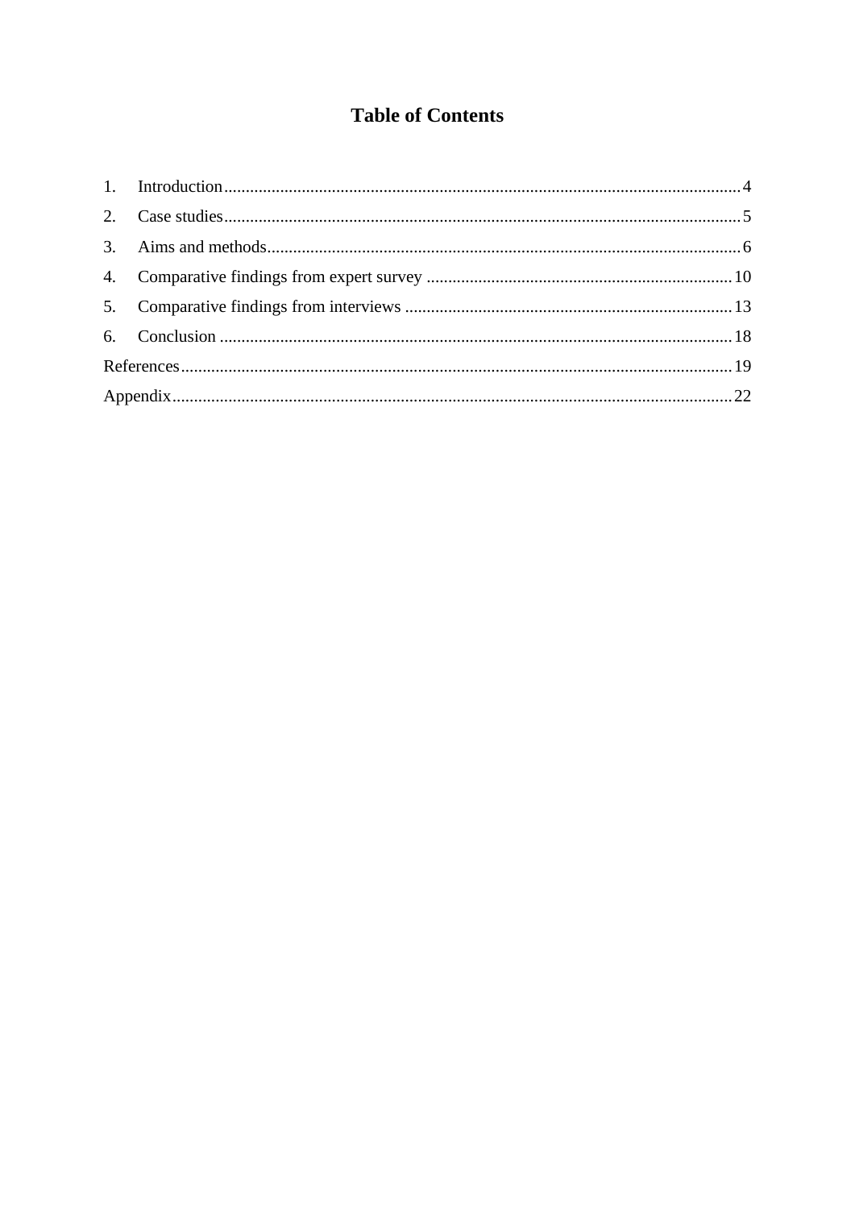# Table of Contents

1. Introduction....................................................4
2. Case studies....................................................5
3. Aims and methods....................................................6
4. Comparative findings from expert survey ....................................................10
5. Comparative findings from interviews ....................................................13
6. Conclusion ....................................................18

References....................................................19

Appendix....................................................22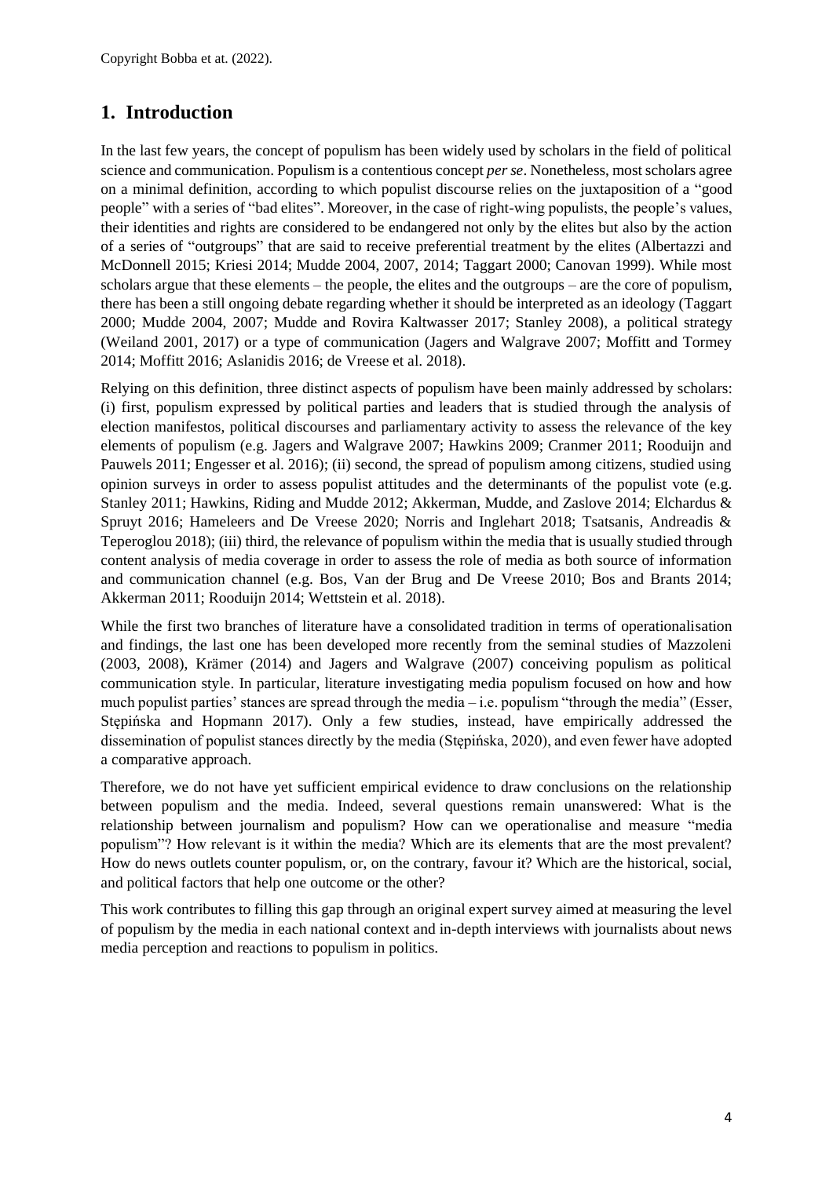## 1. Introduction

In the last few years, the concept of populism has been widely used by scholars in the field of political science and communication. Populism is a contentious concept *per se*. Nonetheless, most scholars agree on a minimal definition, according to which populist discourse relies on the juxtaposition of a "good people" with a series of "bad elites". Moreover, in the case of right-wing populists, the people's values, their identities and rights are considered to be endangered not only by the elites but also by the action of a series of "outgroups" that are said to receive preferential treatment by the elites (Albertazzi and McDonnell 2015; Kriesi 2014; Mudde 2004, 2007, 2014; Taggart 2000; Canovan 1999). While most scholars argue that these elements – the people, the elites and the outgroups – are the core of populism, there has been a still ongoing debate regarding whether it should be interpreted as an ideology (Taggart 2000; Mudde 2004, 2007; Mudde and Rovira Kaltwasser 2017; Stanley 2008), a political strategy (Weiland 2001, 2017) or a type of communication (Jagers and Walgrave 2007; Moffitt and Tormey 2014; Moffitt 2016; Aslanidis 2016; de Vreese et al. 2018).

Relying on this definition, three distinct aspects of populism have been mainly addressed by scholars: (i) first, populism expressed by political parties and leaders that is studied through the analysis of election manifestos, political discourses and parliamentary activity to assess the relevance of the key elements of populism (e.g. Jagers and Walgrave 2007; Hawkins 2009; Cranmer 2011; Rooduijn and Pauwels 2011; Engesser et al. 2016); (ii) second, the spread of populism among citizens, studied using opinion surveys in order to assess populist attitudes and the determinants of the populist vote (e.g. Stanley 2011; Hawkins, Riding and Mudde 2012; Akkerman, Mudde, and Zaslove 2014; Elchardus & Spruyt 2016; Hameleers and De Vreese 2020; Norris and Inglehart 2018; Tsatsanis, Andreadis & Teperoglou 2018); (iii) third, the relevance of populism within the media that is usually studied through content analysis of media coverage in order to assess the role of media as both source of information and communication channel (e.g. Bos, Van der Brug and De Vreese 2010; Bos and Brants 2014; Akkerman 2011; Rooduijn 2014; Wettstein et al. 2018).

While the first two branches of literature have a consolidated tradition in terms of operationalisation and findings, the last one has been developed more recently from the seminal studies of Mazzoleni (2003, 2008), Krämer (2014) and Jagers and Walgrave (2007) conceiving populism as political communication style. In particular, literature investigating media populism focused on how and how much populist parties' stances are spread through the media – i.e. populism "through the media" (Esser, Stępińska and Hopmann 2017). Only a few studies, instead, have empirically addressed the dissemination of populist stances directly by the media (Stępińska, 2020), and even fewer have adopted a comparative approach.

Therefore, we do not have yet sufficient empirical evidence to draw conclusions on the relationship between populism and the media. Indeed, several questions remain unanswered: What is the relationship between journalism and populism? How can we operationalise and measure "media populism"? How relevant is it within the media? Which are its elements that are the most prevalent? How do news outlets counter populism, or, on the contrary, favour it? Which are the historical, social, and political factors that help one outcome or the other?

This work contributes to filling this gap through an original expert survey aimed at measuring the level of populism by the media in each national context and in-depth interviews with journalists about news media perception and reactions to populism in politics.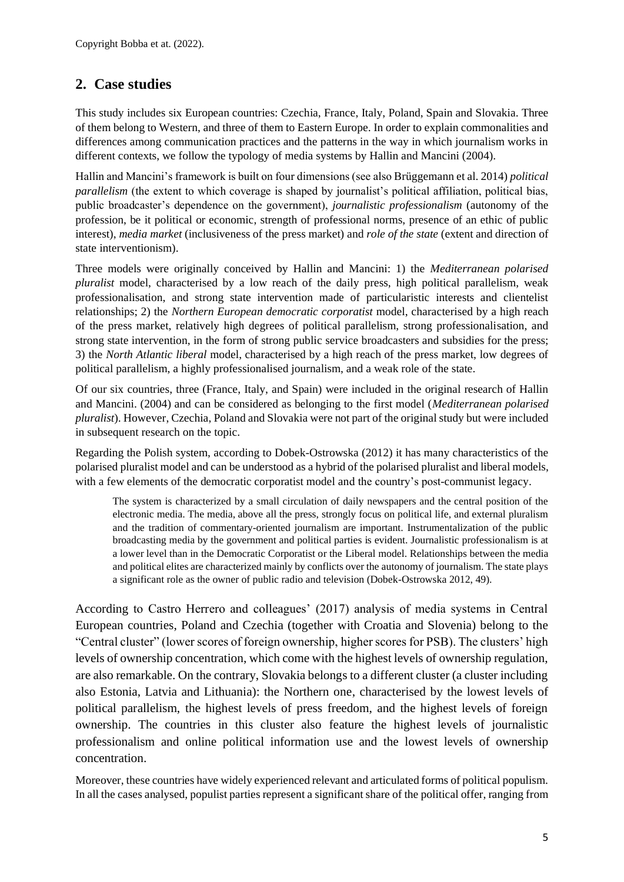Copyright Bobba et at. (2022).

## 2. Case studies

This study includes six European countries: Czechia, France, Italy, Poland, Spain and Slovakia. Three of them belong to Western, and three of them to Eastern Europe. In order to explain commonalities and differences among communication practices and the patterns in the way in which journalism works in different contexts, we follow the typology of media systems by Hallin and Mancini (2004).

Hallin and Mancini's framework is built on four dimensions (see also Brüggemann et al. 2014) *political parallelism* (the extent to which coverage is shaped by journalist's political affiliation, political bias, public broadcaster's dependence on the government), *journalistic professionalism* (autonomy of the profession, be it political or economic, strength of professional norms, presence of an ethic of public interest), *media market* (inclusiveness of the press market) and *role of the state* (extent and direction of state interventionism).

Three models were originally conceived by Hallin and Mancini: 1) the *Mediterranean polarised pluralist* model, characterised by a low reach of the daily press, high political parallelism, weak professionalisation, and strong state intervention made of particularistic interests and clientelist relationships; 2) the *Northern European democratic corporatist* model, characterised by a high reach of the press market, relatively high degrees of political parallelism, strong professionalisation, and strong state intervention, in the form of strong public service broadcasters and subsidies for the press; 3) the *North Atlantic liberal* model, characterised by a high reach of the press market, low degrees of political parallelism, a highly professionalised journalism, and a weak role of the state.

Of our six countries, three (France, Italy, and Spain) were included in the original research of Hallin and Mancini. (2004) and can be considered as belonging to the first model (*Mediterranean polarised pluralist*). However, Czechia, Poland and Slovakia were not part of the original study but were included in subsequent research on the topic.

Regarding the Polish system, according to Dobek-Ostrowska (2012) it has many characteristics of the polarised pluralist model and can be understood as a hybrid of the polarised pluralist and liberal models, with a few elements of the democratic corporatist model and the country's post-communist legacy.

> The system is characterized by a small circulation of daily newspapers and the central position of the electronic media. The media, above all the press, strongly focus on political life, and external pluralism and the tradition of commentary-oriented journalism are important. Instrumentalization of the public broadcasting media by the government and political parties is evident. Journalistic professionalism is at a lower level than in the Democratic Corporatist or the Liberal model. Relationships between the media and political elites are characterized mainly by conflicts over the autonomy of journalism. The state plays a significant role as the owner of public radio and television (Dobek-Ostrowska 2012, 49).

According to Castro Herrero and colleagues' (2017) analysis of media systems in Central European countries, Poland and Czechia (together with Croatia and Slovenia) belong to the "Central cluster" (lower scores of foreign ownership, higher scores for PSB). The clusters' high levels of ownership concentration, which come with the highest levels of ownership regulation, are also remarkable. On the contrary, Slovakia belongs to a different cluster (a cluster including also Estonia, Latvia and Lithuania): the Northern one, characterised by the lowest levels of political parallelism, the highest levels of press freedom, and the highest levels of foreign ownership. The countries in this cluster also feature the highest levels of journalistic professionalism and online political information use and the lowest levels of ownership concentration.

Moreover, these countries have widely experienced relevant and articulated forms of political populism. In all the cases analysed, populist parties represent a significant share of the political offer, ranging from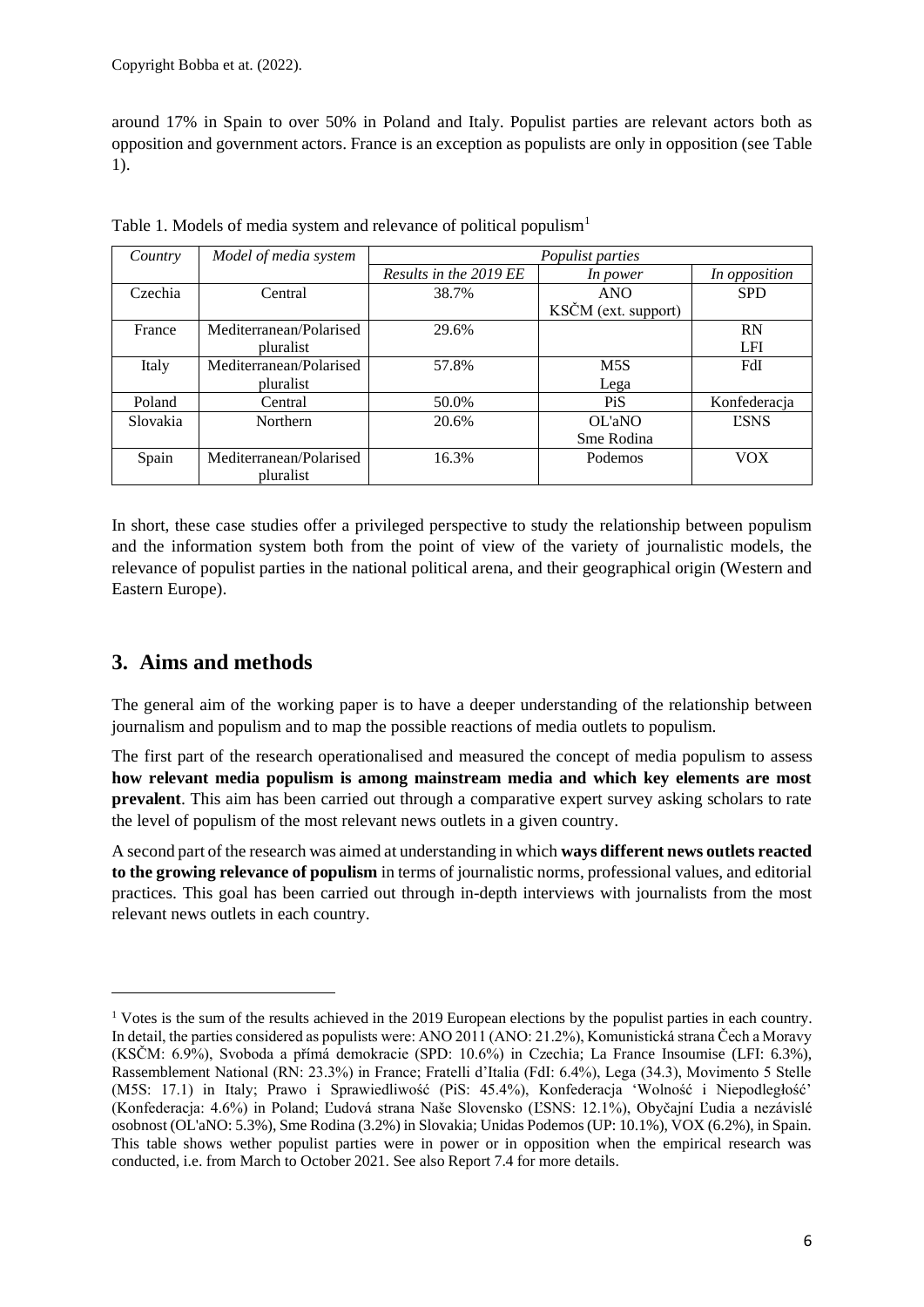around 17% in Spain to over 50% in Poland and Italy. Populist parties are relevant actors both as opposition and government actors. France is an exception as populists are only in opposition (see Table 1).

Table 1. Models of media system and relevance of political populism[1]

| *Country* | *Model of media system* | *Populist parties* | | |
|---|---|---|---|---|
| | | *Results in the 2019 EE* | *In power* | *In opposition* |
| Czechia | Central | 38.7% | ANO<br>KSČM (ext. support) | SPD |
| France | Mediterranean/Polarised pluralist | 29.6% | | RN<br>LFI |
| Italy | Mediterranean/Polarised pluralist | 57.8% | M5S<br>Lega | FdI |
| Poland | Central | 50.0% | PiS | Konfederacja |
| Slovakia | Northern | 20.6% | OL'aNO<br>Sme Rodina | ĽSNS |
| Spain | Mediterranean/Polarised pluralist | 16.3% | Podemos | VOX |

In short, these case studies offer a privileged perspective to study the relationship between populism and the information system both from the point of view of the variety of journalistic models, the relevance of populist parties in the national political arena, and their geographical origin (Western and Eastern Europe).

## 3. Aims and methods

The general aim of the working paper is to have a deeper understanding of the relationship between journalism and populism and to map the possible reactions of media outlets to populism.

The first part of the research operationalised and measured the concept of media populism to assess **how relevant media populism is among mainstream media and which key elements are most prevalent**. This aim has been carried out through a comparative expert survey asking scholars to rate the level of populism of the most relevant news outlets in a given country.

A second part of the research was aimed at understanding in which **ways different news outlets reacted to the growing relevance of populism** in terms of journalistic norms, professional values, and editorial practices. This goal has been carried out through in-depth interviews with journalists from the most relevant news outlets in each country.

[1] Votes is the sum of the results achieved in the 2019 European elections by the populist parties in each country. In detail, the parties considered as populists were: ANO 2011 (ANO: 21.2%), Komunistická strana Čech a Moravy (KSČM: 6.9%), Svoboda a přímá demokracie (SPD: 10.6%) in Czechia; La France Insoumise (LFI: 6.3%), Rassemblement National (RN: 23.3%) in France; Fratelli d'Italia (FdI: 6.4%), Lega (34.3), Movimento 5 Stelle (M5S: 17.1) in Italy; Prawo i Sprawiedliwość (PiS: 45.4%), Konfederacja 'Wolność i Niepodległość' (Konfederacja: 4.6%) in Poland; Ľudová strana Naše Slovensko (ĽSNS: 12.1%), Obyčajní Ľudia a nezávislé osobnost (OL'aNO: 5.3%), Sme Rodina (3.2%) in Slovakia; Unidas Podemos (UP: 10.1%), VOX (6.2%), in Spain. This table shows wether populist parties were in power or in opposition when the empirical research was conducted, i.e. from March to October 2021. See also Report 7.4 for more details.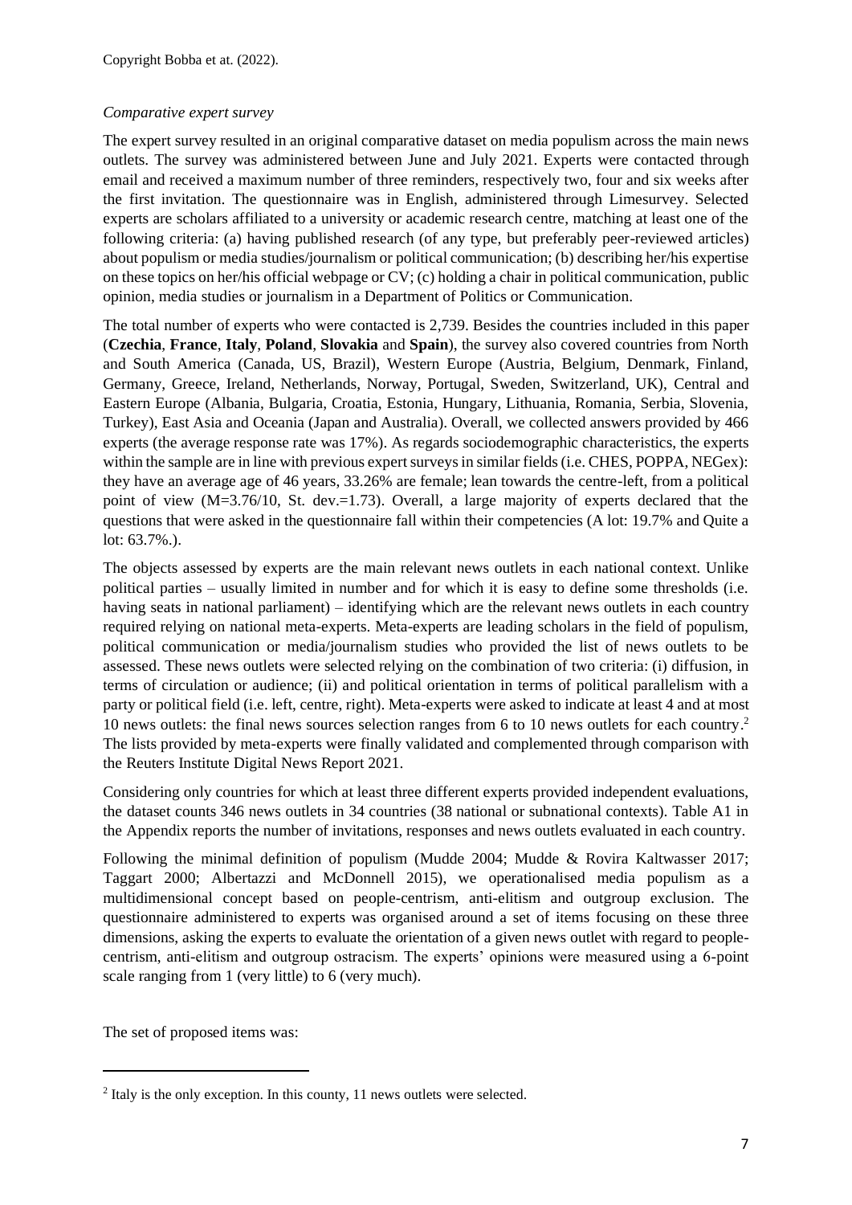*Comparative expert survey*

The expert survey resulted in an original comparative dataset on media populism across the main news outlets. The survey was administered between June and July 2021. Experts were contacted through email and received a maximum number of three reminders, respectively two, four and six weeks after the first invitation. The questionnaire was in English, administered through Limesurvey. Selected experts are scholars affiliated to a university or academic research centre, matching at least one of the following criteria: (a) having published research (of any type, but preferably peer-reviewed articles) about populism or media studies/journalism or political communication; (b) describing her/his expertise on these topics on her/his official webpage or CV; (c) holding a chair in political communication, public opinion, media studies or journalism in a Department of Politics or Communication.

The total number of experts who were contacted is 2,739. Besides the countries included in this paper (**Czechia**, **France**, **Italy**, **Poland**, **Slovakia** and **Spain**), the survey also covered countries from North and South America (Canada, US, Brazil), Western Europe (Austria, Belgium, Denmark, Finland, Germany, Greece, Ireland, Netherlands, Norway, Portugal, Sweden, Switzerland, UK), Central and Eastern Europe (Albania, Bulgaria, Croatia, Estonia, Hungary, Lithuania, Romania, Serbia, Slovenia, Turkey), East Asia and Oceania (Japan and Australia). Overall, we collected answers provided by 466 experts (the average response rate was 17%). As regards sociodemographic characteristics, the experts within the sample are in line with previous expert surveys in similar fields (i.e. CHES, POPPA, NEGex): they have an average age of 46 years, 33.26% are female; lean towards the centre-left, from a political point of view (M=3.76/10, St. dev.=1.73). Overall, a large majority of experts declared that the questions that were asked in the questionnaire fall within their competencies (A lot: 19.7% and Quite a lot: 63.7%.).

The objects assessed by experts are the main relevant news outlets in each national context. Unlike political parties – usually limited in number and for which it is easy to define some thresholds (i.e. having seats in national parliament) – identifying which are the relevant news outlets in each country required relying on national meta-experts. Meta-experts are leading scholars in the field of populism, political communication or media/journalism studies who provided the list of news outlets to be assessed. These news outlets were selected relying on the combination of two criteria: (i) diffusion, in terms of circulation or audience; (ii) and political orientation in terms of political parallelism with a party or political field (i.e. left, centre, right). Meta-experts were asked to indicate at least 4 and at most 10 news outlets: the final news sources selection ranges from 6 to 10 news outlets for each country.[2] The lists provided by meta-experts were finally validated and complemented through comparison with the Reuters Institute Digital News Report 2021.

Considering only countries for which at least three different experts provided independent evaluations, the dataset counts 346 news outlets in 34 countries (38 national or subnational contexts). Table A1 in the Appendix reports the number of invitations, responses and news outlets evaluated in each country.

Following the minimal definition of populism (Mudde 2004; Mudde & Rovira Kaltwasser 2017; Taggart 2000; Albertazzi and McDonnell 2015), we operationalised media populism as a multidimensional concept based on people-centrism, anti-elitism and outgroup exclusion. The questionnaire administered to experts was organised around a set of items focusing on these three dimensions, asking the experts to evaluate the orientation of a given news outlet with regard to people-centrism, anti-elitism and outgroup ostracism. The experts' opinions were measured using a 6-point scale ranging from 1 (very little) to 6 (very much).

The set of proposed items was:

[2] Italy is the only exception. In this county, 11 news outlets were selected.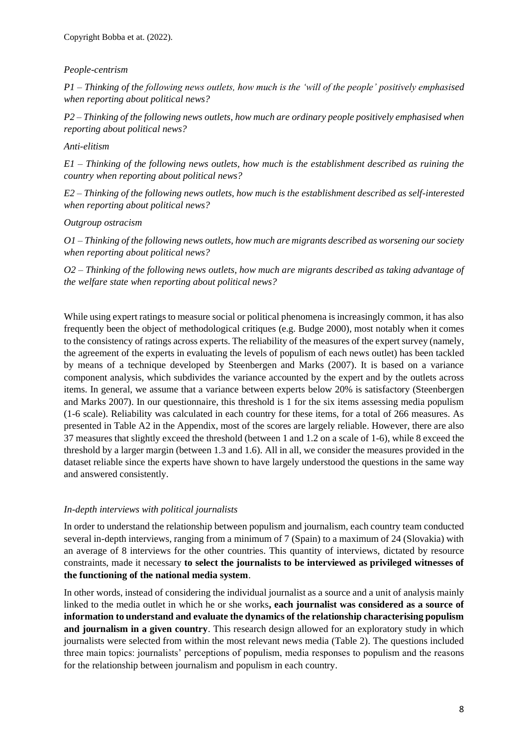*People-centrism*

*P1 – Thinking of the following news outlets, how much is the 'will of the people' positively emphasised when reporting about political news?*

*P2 – Thinking of the following news outlets, how much are ordinary people positively emphasised when reporting about political news?*

*Anti-elitism*

*E1 – Thinking of the following news outlets, how much is the establishment described as ruining the country when reporting about political news?*

*E2 – Thinking of the following news outlets, how much is the establishment described as self-interested when reporting about political news?*

*Outgroup ostracism*

*O1 – Thinking of the following news outlets, how much are migrants described as worsening our society when reporting about political news?*

*O2 – Thinking of the following news outlets, how much are migrants described as taking advantage of the welfare state when reporting about political news?*

While using expert ratings to measure social or political phenomena is increasingly common, it has also frequently been the object of methodological critiques (e.g. Budge 2000), most notably when it comes to the consistency of ratings across experts. The reliability of the measures of the expert survey (namely, the agreement of the experts in evaluating the levels of populism of each news outlet) has been tackled by means of a technique developed by Steenbergen and Marks (2007). It is based on a variance component analysis, which subdivides the variance accounted by the expert and by the outlets across items. In general, we assume that a variance between experts below 20% is satisfactory (Steenbergen and Marks 2007). In our questionnaire, this threshold is 1 for the six items assessing media populism (1-6 scale). Reliability was calculated in each country for these items, for a total of 266 measures. As presented in Table A2 in the Appendix, most of the scores are largely reliable. However, there are also 37 measures that slightly exceed the threshold (between 1 and 1.2 on a scale of 1-6), while 8 exceed the threshold by a larger margin (between 1.3 and 1.6). All in all, we consider the measures provided in the dataset reliable since the experts have shown to have largely understood the questions in the same way and answered consistently.

*In-depth interviews with political journalists*

In order to understand the relationship between populism and journalism, each country team conducted several in-depth interviews, ranging from a minimum of 7 (Spain) to a maximum of 24 (Slovakia) with an average of 8 interviews for the other countries. This quantity of interviews, dictated by resource constraints, made it necessary **to select the journalists to be interviewed as privileged witnesses of the functioning of the national media system**.

In other words, instead of considering the individual journalist as a source and a unit of analysis mainly linked to the media outlet in which he or she works**, each journalist was considered as a source of information to understand and evaluate the dynamics of the relationship characterising populism and journalism in a given country**. This research design allowed for an exploratory study in which journalists were selected from within the most relevant news media (Table 2). The questions included three main topics: journalists' perceptions of populism, media responses to populism and the reasons for the relationship between journalism and populism in each country.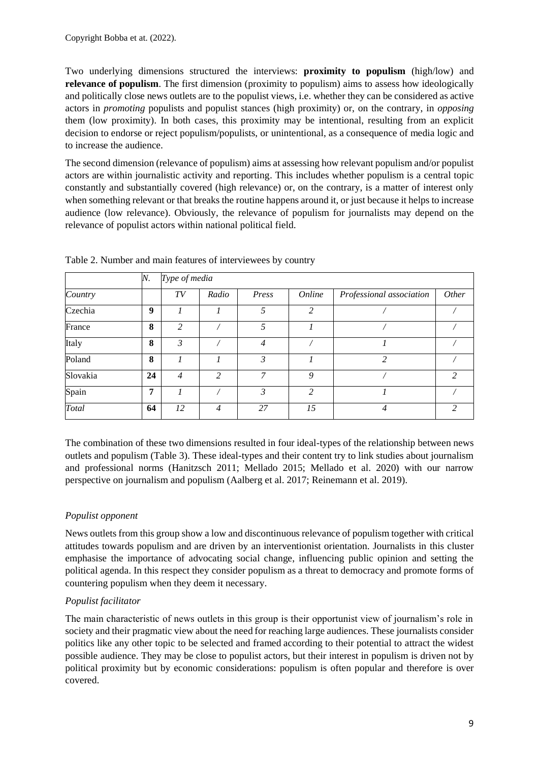Copyright Bobba et at. (2022).

Two underlying dimensions structured the interviews: **proximity to populism** (high/low) and **relevance of populism**. The first dimension (proximity to populism) aims to assess how ideologically and politically close news outlets are to the populist views, i.e. whether they can be considered as active actors in *promoting* populists and populist stances (high proximity) or, on the contrary, in *opposing* them (low proximity). In both cases, this proximity may be intentional, resulting from an explicit decision to endorse or reject populism/populists, or unintentional, as a consequence of media logic and to increase the audience.

The second dimension (relevance of populism) aims at assessing how relevant populism and/or populist actors are within journalistic activity and reporting. This includes whether populism is a central topic constantly and substantially covered (high relevance) or, on the contrary, is a matter of interest only when something relevant or that breaks the routine happens around it, or just because it helps to increase audience (low relevance). Obviously, the relevance of populism for journalists may depend on the relevance of populist actors within national political field.

Table 2. Number and main features of interviewees by country

| | *N.* | *Type of media* | | | | | |
|---|---|---|---|---|---|---|---|
| *Country* | | *TV* | *Radio* | *Press* | *Online* | *Professional association* | *Other* |
| Czechia | **9** | *1* | *1* | *5* | *2* | / | / |
| France | **8** | *2* | / | *5* | *1* | / | / |
| Italy | **8** | *3* | / | *4* | / | *1* | / |
| Poland | **8** | *1* | *1* | *3* | *1* | *2* | / |
| Slovakia | **24** | *4* | *2* | *7* | *9* | / | *2* |
| Spain | **7** | *1* | / | *3* | *2* | *1* | / |
| *Total* | **64** | *12* | *4* | *27* | *15* | *4* | *2* |

The combination of these two dimensions resulted in four ideal-types of the relationship between news outlets and populism (Table 3). These ideal-types and their content try to link studies about journalism and professional norms (Hanitzsch 2011; Mellado 2015; Mellado et al. 2020) with our narrow perspective on journalism and populism (Aalberg et al. 2017; Reinemann et al. 2019).

*Populist opponent*

News outlets from this group show a low and discontinuous relevance of populism together with critical attitudes towards populism and are driven by an interventionist orientation. Journalists in this cluster emphasise the importance of advocating social change, influencing public opinion and setting the political agenda. In this respect they consider populism as a threat to democracy and promote forms of countering populism when they deem it necessary.

*Populist facilitator*

The main characteristic of news outlets in this group is their opportunist view of journalism's role in society and their pragmatic view about the need for reaching large audiences. These journalists consider politics like any other topic to be selected and framed according to their potential to attract the widest possible audience. They may be close to populist actors, but their interest in populism is driven not by political proximity but by economic considerations: populism is often popular and therefore is over covered.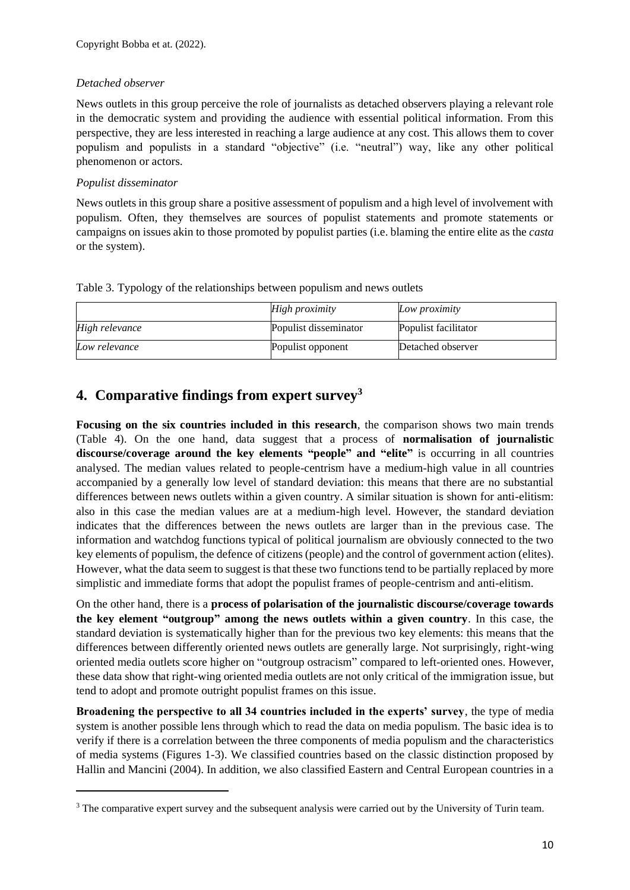*Detached observer*

News outlets in this group perceive the role of journalists as detached observers playing a relevant role in the democratic system and providing the audience with essential political information. From this perspective, they are less interested in reaching a large audience at any cost. This allows them to cover populism and populists in a standard "objective" (i.e. "neutral") way, like any other political phenomenon or actors.

*Populist disseminator*

News outlets in this group share a positive assessment of populism and a high level of involvement with populism. Often, they themselves are sources of populist statements and promote statements or campaigns on issues akin to those promoted by populist parties (i.e. blaming the entire elite as the *casta* or the system).

Table 3. Typology of the relationships between populism and news outlets

| | *High proximity* | *Low proximity* |
|---|---|---|
| *High relevance* | Populist disseminator | Populist facilitator |
| *Low relevance* | Populist opponent | Detached observer |

## 4. Comparative findings from expert survey[3]

**Focusing on the six countries included in this research**, the comparison shows two main trends (Table 4). On the one hand, data suggest that a process of **normalisation of journalistic discourse/coverage around the key elements "people" and "elite"** is occurring in all countries analysed. The median values related to people-centrism have a medium-high value in all countries accompanied by a generally low level of standard deviation: this means that there are no substantial differences between news outlets within a given country. A similar situation is shown for anti-elitism: also in this case the median values are at a medium-high level. However, the standard deviation indicates that the differences between the news outlets are larger than in the previous case. The information and watchdog functions typical of political journalism are obviously connected to the two key elements of populism, the defence of citizens (people) and the control of government action (elites). However, what the data seem to suggest is that these two functions tend to be partially replaced by more simplistic and immediate forms that adopt the populist frames of people-centrism and anti-elitism.

On the other hand, there is a **process of polarisation of the journalistic discourse/coverage towards the key element "outgroup" among the news outlets within a given country**. In this case, the standard deviation is systematically higher than for the previous two key elements: this means that the differences between differently oriented news outlets are generally large. Not surprisingly, right-wing oriented media outlets score higher on "outgroup ostracism" compared to left-oriented ones. However, these data show that right-wing oriented media outlets are not only critical of the immigration issue, but tend to adopt and promote outright populist frames on this issue.

**Broadening the perspective to all 34 countries included in the experts' survey**, the type of media system is another possible lens through which to read the data on media populism. The basic idea is to verify if there is a correlation between the three components of media populism and the characteristics of media systems (Figures 1-3). We classified countries based on the classic distinction proposed by Hallin and Mancini (2004). In addition, we also classified Eastern and Central European countries in a

[3] The comparative expert survey and the subsequent analysis were carried out by the University of Turin team.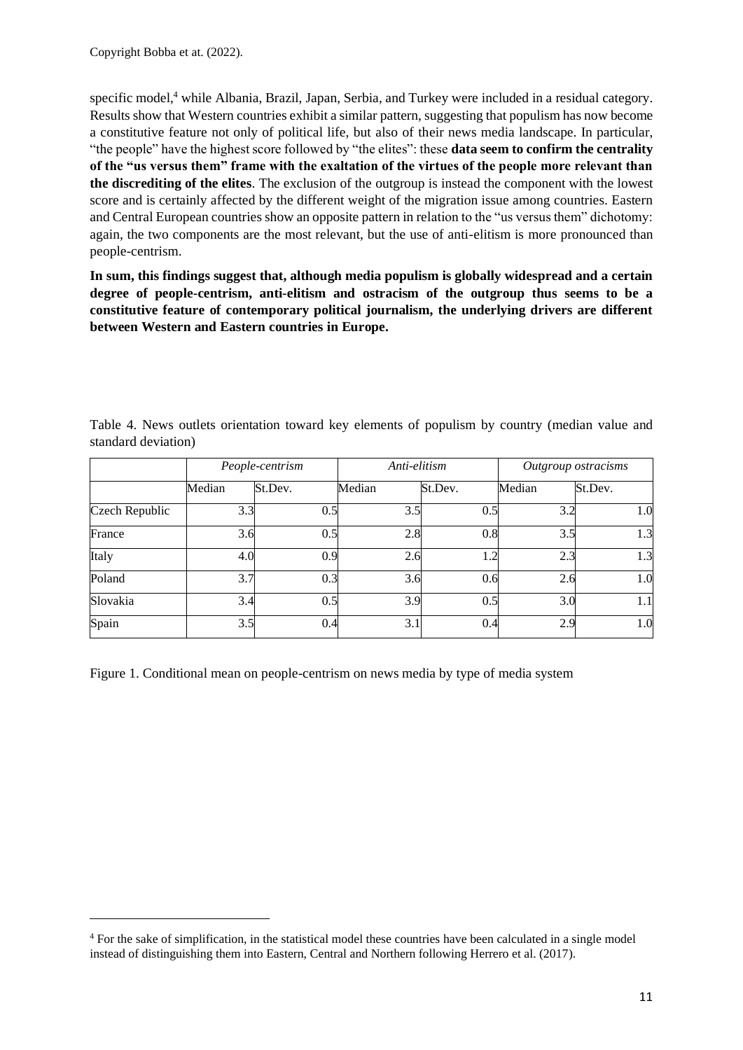specific model,[4] while Albania, Brazil, Japan, Serbia, and Turkey were included in a residual category. Results show that Western countries exhibit a similar pattern, suggesting that populism has now become a constitutive feature not only of political life, but also of their news media landscape. In particular, "the people" have the highest score followed by "the elites": these **data seem to confirm the centrality of the "us versus them" frame with the exaltation of the virtues of the people more relevant than the discrediting of the elites**. The exclusion of the outgroup is instead the component with the lowest score and is certainly affected by the different weight of the migration issue among countries. Eastern and Central European countries show an opposite pattern in relation to the "us versus them" dichotomy: again, the two components are the most relevant, but the use of anti-elitism is more pronounced than people-centrism.

**In sum, this findings suggest that, although media populism is globally widespread and a certain degree of people-centrism, anti-elitism and ostracism of the outgroup thus seems to be a constitutive feature of contemporary political journalism, the underlying drivers are different between Western and Eastern countries in Europe.**

Table 4. News outlets orientation toward key elements of populism by country (median value and standard deviation)

| | *People-centrism* | | *Anti-elitism* | | *Outgroup ostracisms* | |
|---|---|---|---|---|---|---|
| | Median | St.Dev. | Median | St.Dev. | Median | St.Dev. |
| Czech Republic | 3.3 | 0.5 | 3.5 | 0.5 | 3.2 | 1.0 |
| France | 3.6 | 0.5 | 2.8 | 0.8 | 3.5 | 1.3 |
| Italy | 4.0 | 0.9 | 2.6 | 1.2 | 2.3 | 1.3 |
| Poland | 3.7 | 0.3 | 3.6 | 0.6 | 2.6 | 1.0 |
| Slovakia | 3.4 | 0.5 | 3.9 | 0.5 | 3.0 | 1.1 |
| Spain | 3.5 | 0.4 | 3.1 | 0.4 | 2.9 | 1.0 |

Figure 1. Conditional mean on people-centrism on news media by type of media system

[4] For the sake of simplification, in the statistical model these countries have been calculated in a single model instead of distinguishing them into Eastern, Central and Northern following Herrero et al. (2017).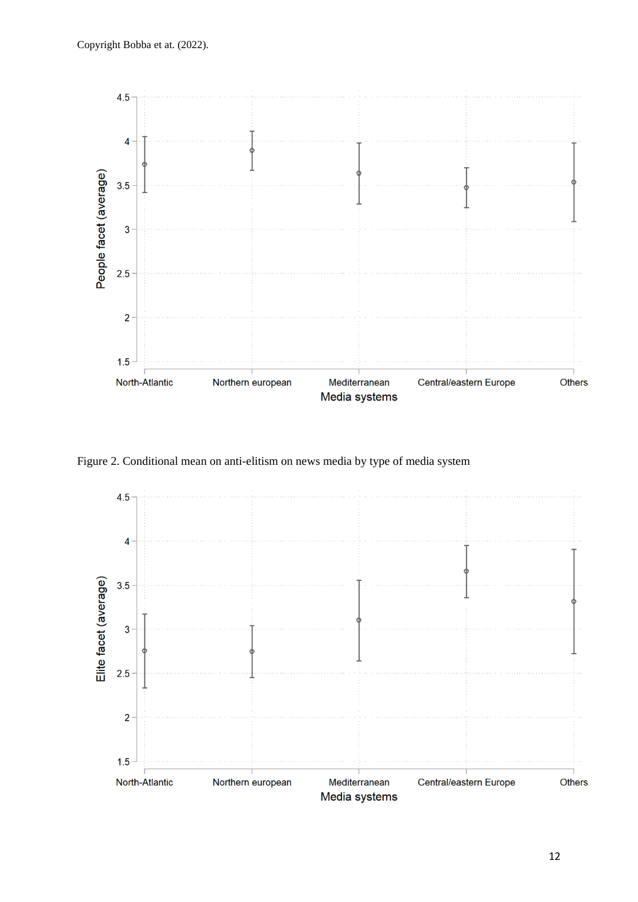Copyright Bobba et at. (2022).

Figure 2. Conditional mean on anti-elitism on news media by type of media system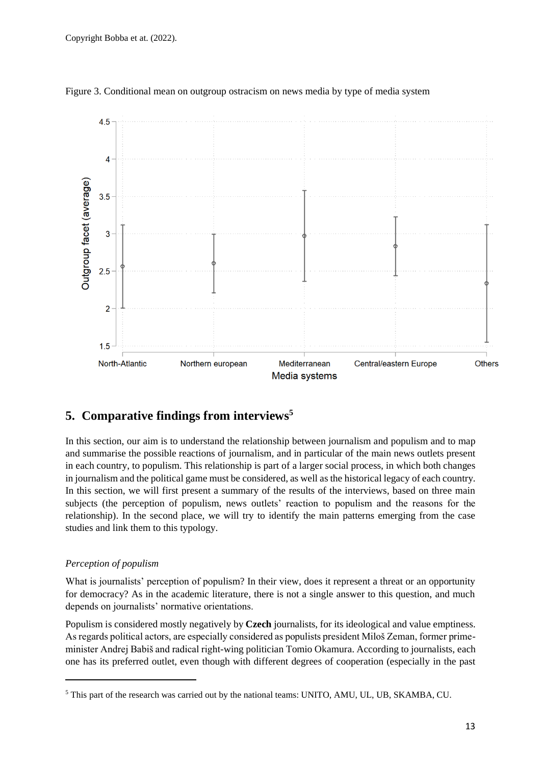Copyright Bobba et at. (2022).

Figure 3. Conditional mean on outgroup ostracism on news media by type of media system

## 5. Comparative findings from interviews[5]

In this section, our aim is to understand the relationship between journalism and populism and to map and summarise the possible reactions of journalism, and in particular of the main news outlets present in each country, to populism. This relationship is part of a larger social process, in which both changes in journalism and the political game must be considered, as well as the historical legacy of each country. In this section, we will first present a summary of the results of the interviews, based on three main subjects (the perception of populism, news outlets' reaction to populism and the reasons for the relationship). In the second place, we will try to identify the main patterns emerging from the case studies and link them to this typology.

*Perception of populism*

What is journalists' perception of populism? In their view, does it represent a threat or an opportunity for democracy? As in the academic literature, there is not a single answer to this question, and much depends on journalists' normative orientations.

Populism is considered mostly negatively by **Czech** journalists, for its ideological and value emptiness. As regards political actors, are especially considered as populists president Miloš Zeman, former prime-minister Andrej Babiš and radical right-wing politician Tomio Okamura. According to journalists, each one has its preferred outlet, even though with different degrees of cooperation (especially in the past

[5] This part of the research was carried out by the national teams: UNITO, AMU, UL, UB, SKAMBA, CU.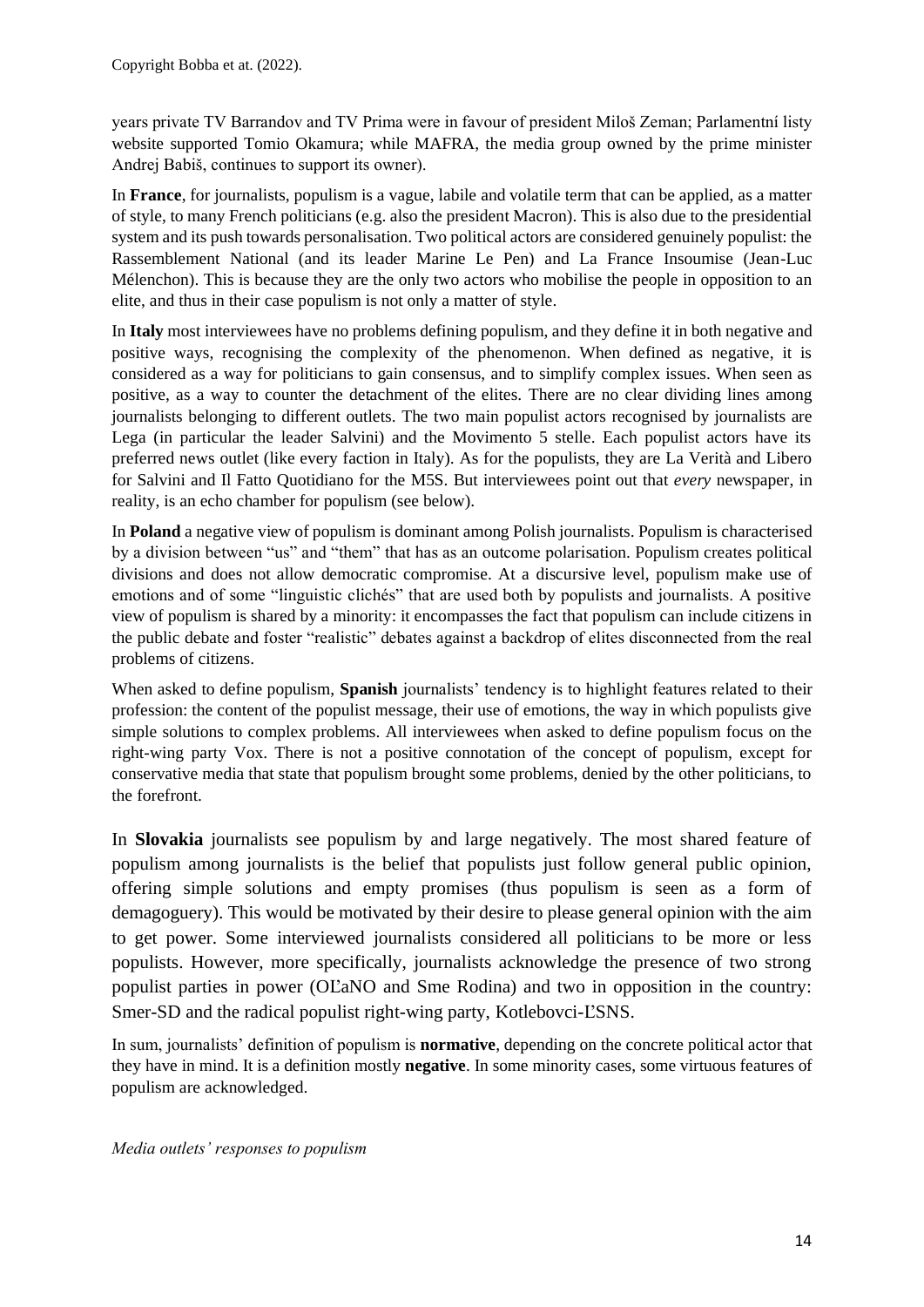years private TV Barrandov and TV Prima were in favour of president Miloš Zeman; Parlamentní listy website supported Tomio Okamura; while MAFRA, the media group owned by the prime minister Andrej Babiš, continues to support its owner).

In **France**, for journalists, populism is a vague, labile and volatile term that can be applied, as a matter of style, to many French politicians (e.g. also the president Macron). This is also due to the presidential system and its push towards personalisation. Two political actors are considered genuinely populist: the Rassemblement National (and its leader Marine Le Pen) and La France Insoumise (Jean-Luc Mélenchon). This is because they are the only two actors who mobilise the people in opposition to an elite, and thus in their case populism is not only a matter of style.

In **Italy** most interviewees have no problems defining populism, and they define it in both negative and positive ways, recognising the complexity of the phenomenon. When defined as negative, it is considered as a way for politicians to gain consensus, and to simplify complex issues. When seen as positive, as a way to counter the detachment of the elites. There are no clear dividing lines among journalists belonging to different outlets. The two main populist actors recognised by journalists are Lega (in particular the leader Salvini) and the Movimento 5 stelle. Each populist actors have its preferred news outlet (like every faction in Italy). As for the populists, they are La Verità and Libero for Salvini and Il Fatto Quotidiano for the M5S. But interviewees point out that *every* newspaper, in reality, is an echo chamber for populism (see below).

In **Poland** a negative view of populism is dominant among Polish journalists. Populism is characterised by a division between "us" and "them" that has as an outcome polarisation. Populism creates political divisions and does not allow democratic compromise. At a discursive level, populism make use of emotions and of some "linguistic clichés" that are used both by populists and journalists. A positive view of populism is shared by a minority: it encompasses the fact that populism can include citizens in the public debate and foster "realistic" debates against a backdrop of elites disconnected from the real problems of citizens.

When asked to define populism, **Spanish** journalists' tendency is to highlight features related to their profession: the content of the populist message, their use of emotions, the way in which populists give simple solutions to complex problems. All interviewees when asked to define populism focus on the right-wing party Vox. There is not a positive connotation of the concept of populism, except for conservative media that state that populism brought some problems, denied by the other politicians, to the forefront.

In **Slovakia** journalists see populism by and large negatively. The most shared feature of populism among journalists is the belief that populists just follow general public opinion, offering simple solutions and empty promises (thus populism is seen as a form of demagoguery). This would be motivated by their desire to please general opinion with the aim to get power. Some interviewed journalists considered all politicians to be more or less populists. However, more specifically, journalists acknowledge the presence of two strong populist parties in power (OĽaNO and Sme Rodina) and two in opposition in the country: Smer-SD and the radical populist right-wing party, Kotlebovci-ĽSNS.

In sum, journalists' definition of populism is **normative**, depending on the concrete political actor that they have in mind. It is a definition mostly **negative**. In some minority cases, some virtuous features of populism are acknowledged.

*Media outlets' responses to populism*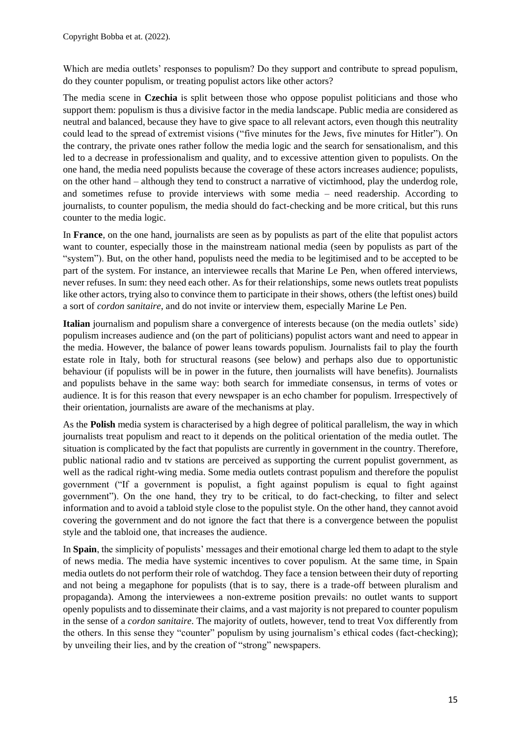Copyright Bobba et at. (2022).

Which are media outlets' responses to populism? Do they support and contribute to spread populism, do they counter populism, or treating populist actors like other actors?

The media scene in **Czechia** is split between those who oppose populist politicians and those who support them: populism is thus a divisive factor in the media landscape. Public media are considered as neutral and balanced, because they have to give space to all relevant actors, even though this neutrality could lead to the spread of extremist visions ("five minutes for the Jews, five minutes for Hitler"). On the contrary, the private ones rather follow the media logic and the search for sensationalism, and this led to a decrease in professionalism and quality, and to excessive attention given to populists. On the one hand, the media need populists because the coverage of these actors increases audience; populists, on the other hand – although they tend to construct a narrative of victimhood, play the underdog role, and sometimes refuse to provide interviews with some media – need readership. According to journalists, to counter populism, the media should do fact-checking and be more critical, but this runs counter to the media logic.

In **France**, on the one hand, journalists are seen as by populists as part of the elite that populist actors want to counter, especially those in the mainstream national media (seen by populists as part of the "system"). But, on the other hand, populists need the media to be legitimised and to be accepted to be part of the system. For instance, an interviewee recalls that Marine Le Pen, when offered interviews, never refuses. In sum: they need each other. As for their relationships, some news outlets treat populists like other actors, trying also to convince them to participate in their shows, others (the leftist ones) build a sort of *cordon sanitaire*, and do not invite or interview them, especially Marine Le Pen.

**Italian** journalism and populism share a convergence of interests because (on the media outlets' side) populism increases audience and (on the part of politicians) populist actors want and need to appear in the media. However, the balance of power leans towards populism. Journalists fail to play the fourth estate role in Italy, both for structural reasons (see below) and perhaps also due to opportunistic behaviour (if populists will be in power in the future, then journalists will have benefits). Journalists and populists behave in the same way: both search for immediate consensus, in terms of votes or audience. It is for this reason that every newspaper is an echo chamber for populism. Irrespectively of their orientation, journalists are aware of the mechanisms at play.

As the **Polish** media system is characterised by a high degree of political parallelism, the way in which journalists treat populism and react to it depends on the political orientation of the media outlet. The situation is complicated by the fact that populists are currently in government in the country. Therefore, public national radio and tv stations are perceived as supporting the current populist government, as well as the radical right-wing media. Some media outlets contrast populism and therefore the populist government ("If a government is populist, a fight against populism is equal to fight against government"). On the one hand, they try to be critical, to do fact-checking, to filter and select information and to avoid a tabloid style close to the populist style. On the other hand, they cannot avoid covering the government and do not ignore the fact that there is a convergence between the populist style and the tabloid one, that increases the audience.

In **Spain**, the simplicity of populists' messages and their emotional charge led them to adapt to the style of news media. The media have systemic incentives to cover populism. At the same time, in Spain media outlets do not perform their role of watchdog. They face a tension between their duty of reporting and not being a megaphone for populists (that is to say, there is a trade-off between pluralism and propaganda). Among the interviewees a non-extreme position prevails: no outlet wants to support openly populists and to disseminate their claims, and a vast majority is not prepared to counter populism in the sense of a *cordon sanitaire.* The majority of outlets, however, tend to treat Vox differently from the others. In this sense they "counter" populism by using journalism's ethical codes (fact-checking); by unveiling their lies, and by the creation of "strong" newspapers.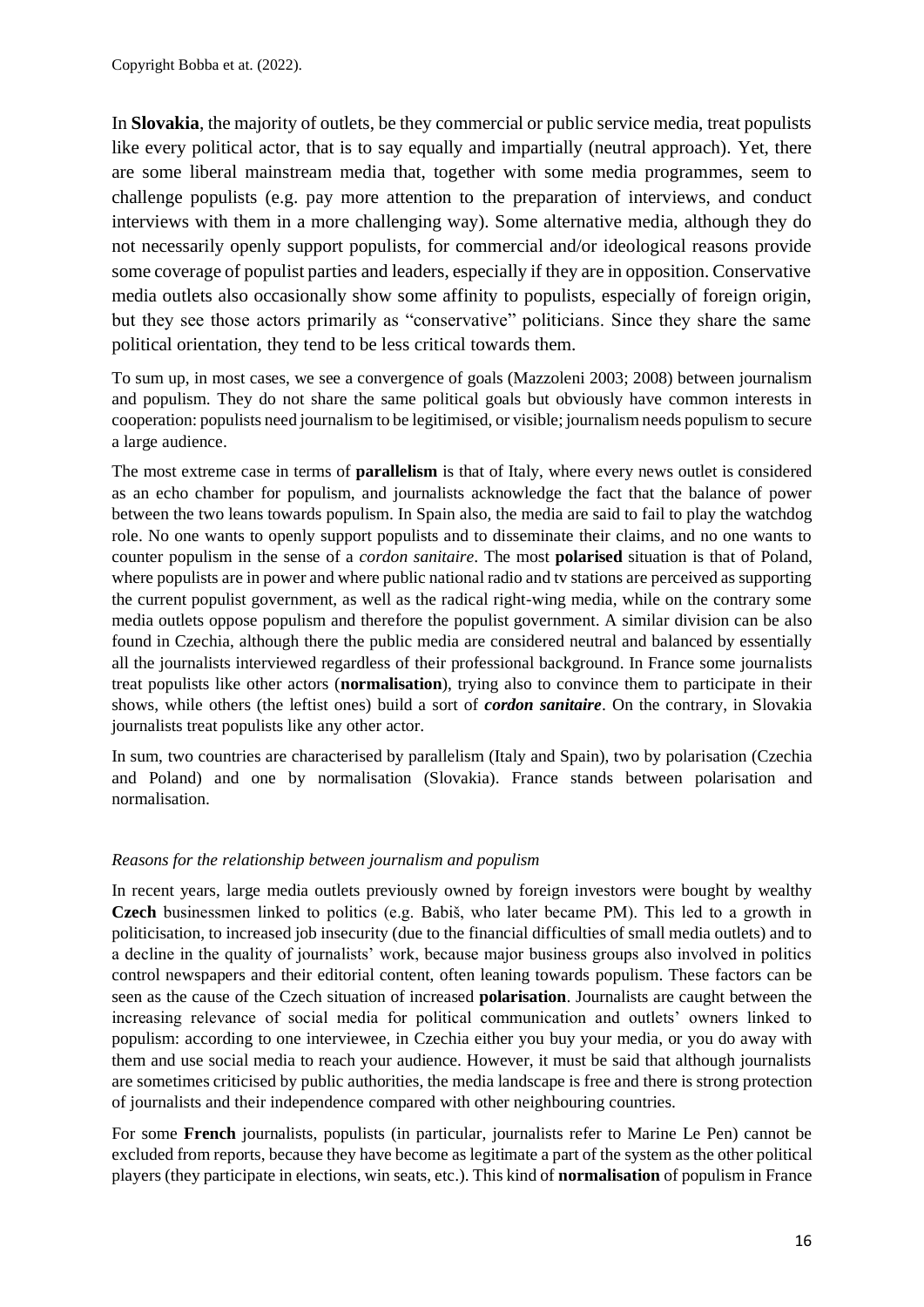In **Slovakia**, the majority of outlets, be they commercial or public service media, treat populists like every political actor, that is to say equally and impartially (neutral approach). Yet, there are some liberal mainstream media that, together with some media programmes, seem to challenge populists (e.g. pay more attention to the preparation of interviews, and conduct interviews with them in a more challenging way). Some alternative media, although they do not necessarily openly support populists, for commercial and/or ideological reasons provide some coverage of populist parties and leaders, especially if they are in opposition. Conservative media outlets also occasionally show some affinity to populists, especially of foreign origin, but they see those actors primarily as "conservative" politicians. Since they share the same political orientation, they tend to be less critical towards them.

To sum up, in most cases, we see a convergence of goals (Mazzoleni 2003; 2008) between journalism and populism. They do not share the same political goals but obviously have common interests in cooperation: populists need journalism to be legitimised, or visible; journalism needs populism to secure a large audience.

The most extreme case in terms of **parallelism** is that of Italy, where every news outlet is considered as an echo chamber for populism, and journalists acknowledge the fact that the balance of power between the two leans towards populism. In Spain also, the media are said to fail to play the watchdog role. No one wants to openly support populists and to disseminate their claims, and no one wants to counter populism in the sense of a *cordon sanitaire*. The most **polarised** situation is that of Poland, where populists are in power and where public national radio and tv stations are perceived as supporting the current populist government, as well as the radical right-wing media, while on the contrary some media outlets oppose populism and therefore the populist government. A similar division can be also found in Czechia, although there the public media are considered neutral and balanced by essentially all the journalists interviewed regardless of their professional background. In France some journalists treat populists like other actors (**normalisation**), trying also to convince them to participate in their shows, while others (the leftist ones) build a sort of ***cordon sanitaire***. On the contrary, in Slovakia journalists treat populists like any other actor.

In sum, two countries are characterised by parallelism (Italy and Spain), two by polarisation (Czechia and Poland) and one by normalisation (Slovakia). France stands between polarisation and normalisation.

*Reasons for the relationship between journalism and populism*

In recent years, large media outlets previously owned by foreign investors were bought by wealthy **Czech** businessmen linked to politics (e.g. Babiš, who later became PM). This led to a growth in politicisation, to increased job insecurity (due to the financial difficulties of small media outlets) and to a decline in the quality of journalists' work, because major business groups also involved in politics control newspapers and their editorial content, often leaning towards populism. These factors can be seen as the cause of the Czech situation of increased **polarisation**. Journalists are caught between the increasing relevance of social media for political communication and outlets' owners linked to populism: according to one interviewee, in Czechia either you buy your media, or you do away with them and use social media to reach your audience. However, it must be said that although journalists are sometimes criticised by public authorities, the media landscape is free and there is strong protection of journalists and their independence compared with other neighbouring countries.

For some **French** journalists, populists (in particular, journalists refer to Marine Le Pen) cannot be excluded from reports, because they have become as legitimate a part of the system as the other political players (they participate in elections, win seats, etc.). This kind of **normalisation** of populism in France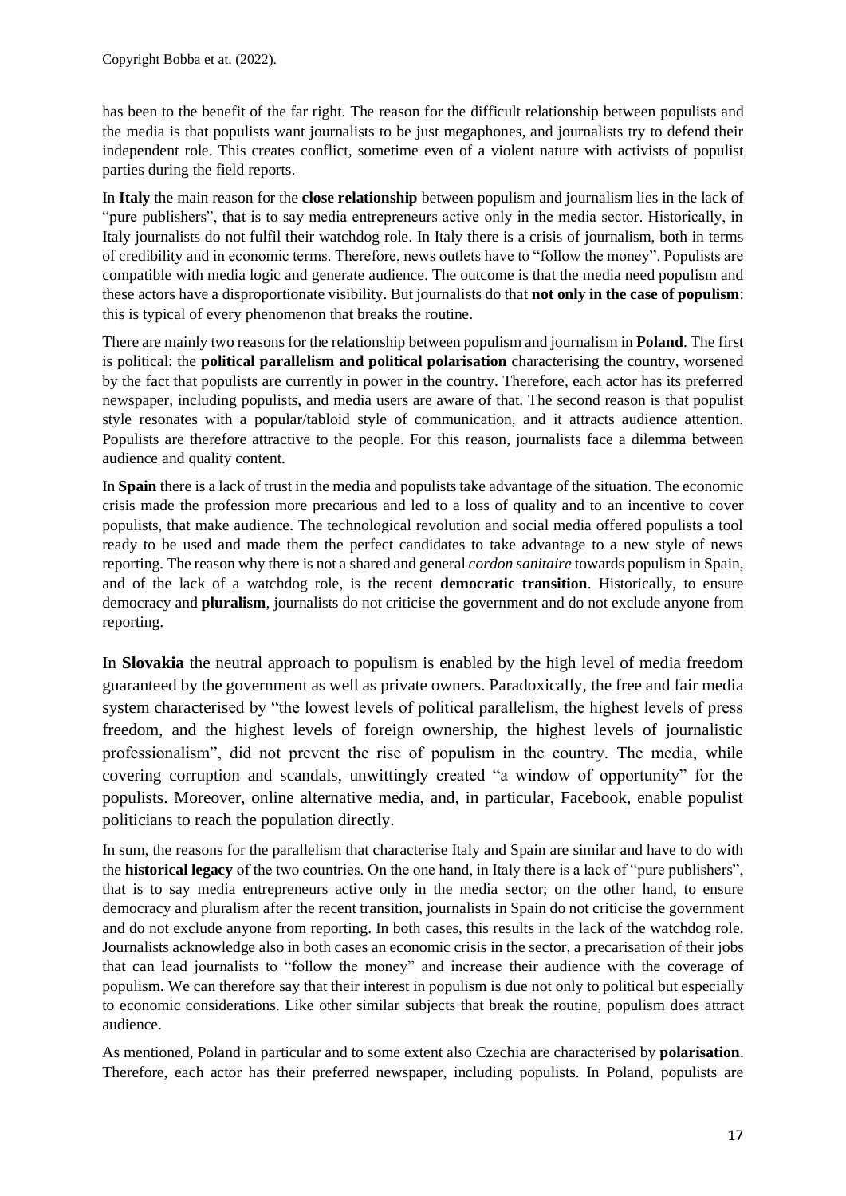has been to the benefit of the far right. The reason for the difficult relationship between populists and the media is that populists want journalists to be just megaphones, and journalists try to defend their independent role. This creates conflict, sometime even of a violent nature with activists of populist parties during the field reports.

In **Italy** the main reason for the **close relationship** between populism and journalism lies in the lack of "pure publishers", that is to say media entrepreneurs active only in the media sector. Historically, in Italy journalists do not fulfil their watchdog role. In Italy there is a crisis of journalism, both in terms of credibility and in economic terms. Therefore, news outlets have to "follow the money". Populists are compatible with media logic and generate audience. The outcome is that the media need populism and these actors have a disproportionate visibility. But journalists do that **not only in the case of populism**: this is typical of every phenomenon that breaks the routine.

There are mainly two reasons for the relationship between populism and journalism in **Poland**. The first is political: the **political parallelism and political polarisation** characterising the country, worsened by the fact that populists are currently in power in the country. Therefore, each actor has its preferred newspaper, including populists, and media users are aware of that. The second reason is that populist style resonates with a popular/tabloid style of communication, and it attracts audience attention. Populists are therefore attractive to the people. For this reason, journalists face a dilemma between audience and quality content.

In **Spain** there is a lack of trust in the media and populists take advantage of the situation. The economic crisis made the profession more precarious and led to a loss of quality and to an incentive to cover populists, that make audience. The technological revolution and social media offered populists a tool ready to be used and made them the perfect candidates to take advantage to a new style of news reporting. The reason why there is not a shared and general *cordon sanitaire* towards populism in Spain, and of the lack of a watchdog role, is the recent **democratic transition**. Historically, to ensure democracy and **pluralism**, journalists do not criticise the government and do not exclude anyone from reporting.

In **Slovakia** the neutral approach to populism is enabled by the high level of media freedom guaranteed by the government as well as private owners. Paradoxically, the free and fair media system characterised by "the lowest levels of political parallelism, the highest levels of press freedom, and the highest levels of foreign ownership, the highest levels of journalistic professionalism", did not prevent the rise of populism in the country. The media, while covering corruption and scandals, unwittingly created "a window of opportunity" for the populists. Moreover, online alternative media, and, in particular, Facebook, enable populist politicians to reach the population directly.

In sum, the reasons for the parallelism that characterise Italy and Spain are similar and have to do with the **historical legacy** of the two countries. On the one hand, in Italy there is a lack of "pure publishers", that is to say media entrepreneurs active only in the media sector; on the other hand, to ensure democracy and pluralism after the recent transition, journalists in Spain do not criticise the government and do not exclude anyone from reporting. In both cases, this results in the lack of the watchdog role. Journalists acknowledge also in both cases an economic crisis in the sector, a precarisation of their jobs that can lead journalists to "follow the money" and increase their audience with the coverage of populism. We can therefore say that their interest in populism is due not only to political but especially to economic considerations. Like other similar subjects that break the routine, populism does attract audience.

As mentioned, Poland in particular and to some extent also Czechia are characterised by **polarisation**. Therefore, each actor has their preferred newspaper, including populists. In Poland, populists are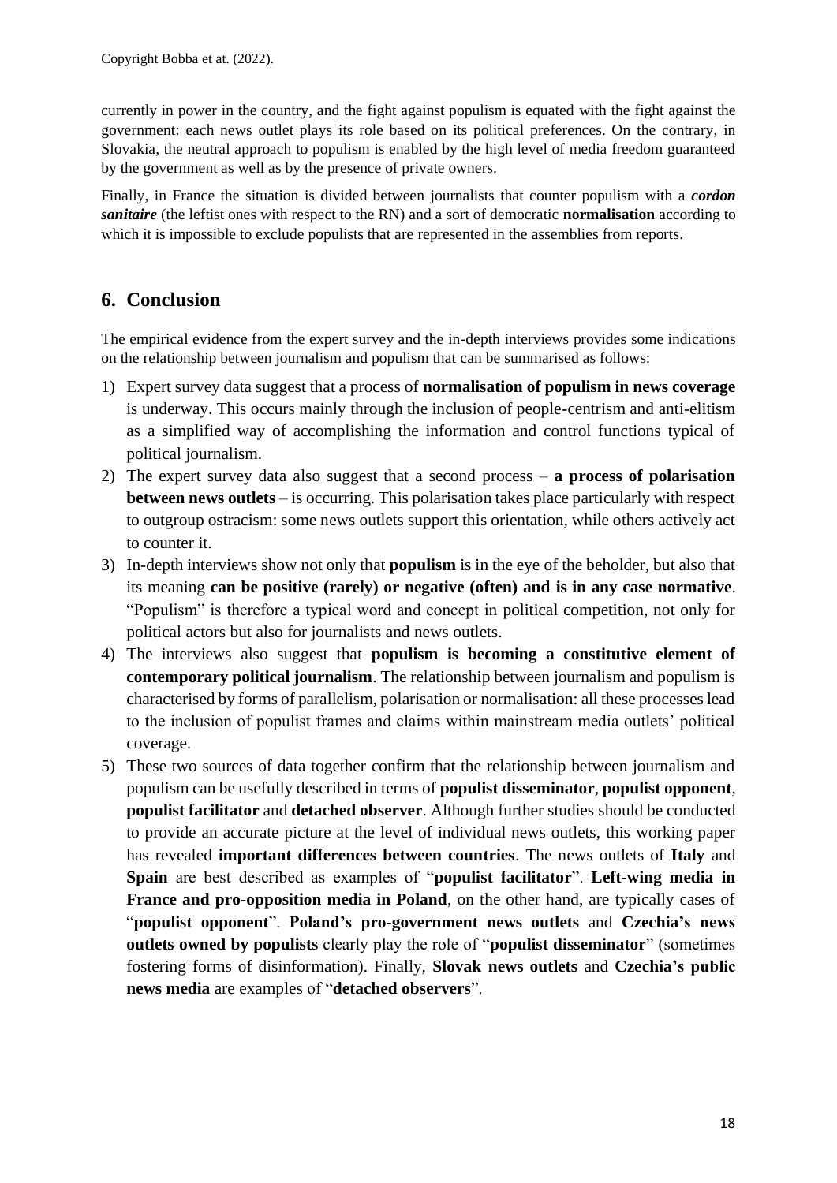currently in power in the country, and the fight against populism is equated with the fight against the government: each news outlet plays its role based on its political preferences. On the contrary, in Slovakia, the neutral approach to populism is enabled by the high level of media freedom guaranteed by the government as well as by the presence of private owners.

Finally, in France the situation is divided between journalists that counter populism with a ***cordon sanitaire*** (the leftist ones with respect to the RN) and a sort of democratic **normalisation** according to which it is impossible to exclude populists that are represented in the assemblies from reports.

## 6. Conclusion

The empirical evidence from the expert survey and the in-depth interviews provides some indications on the relationship between journalism and populism that can be summarised as follows:

1) Expert survey data suggest that a process of **normalisation of populism in news coverage** is underway. This occurs mainly through the inclusion of people-centrism and anti-elitism as a simplified way of accomplishing the information and control functions typical of political journalism.
2) The expert survey data also suggest that a second process – **a process of polarisation between news outlets** – is occurring. This polarisation takes place particularly with respect to outgroup ostracism: some news outlets support this orientation, while others actively act to counter it.
3) In-depth interviews show not only that **populism** is in the eye of the beholder, but also that its meaning **can be positive (rarely) or negative (often) and is in any case normative**. "Populism" is therefore a typical word and concept in political competition, not only for political actors but also for journalists and news outlets.
4) The interviews also suggest that **populism is becoming a constitutive element of contemporary political journalism**. The relationship between journalism and populism is characterised by forms of parallelism, polarisation or normalisation: all these processes lead to the inclusion of populist frames and claims within mainstream media outlets' political coverage.
5) These two sources of data together confirm that the relationship between journalism and populism can be usefully described in terms of **populist disseminator**, **populist opponent**, **populist facilitator** and **detached observer**. Although further studies should be conducted to provide an accurate picture at the level of individual news outlets, this working paper has revealed **important differences between countries**. The news outlets of **Italy** and **Spain** are best described as examples of "**populist facilitator**". **Left-wing media in France and pro-opposition media in Poland**, on the other hand, are typically cases of "**populist opponent**". **Poland's pro-government news outlets** and **Czechia's news outlets owned by populists** clearly play the role of "**populist disseminator**" (sometimes fostering forms of disinformation). Finally, **Slovak news outlets** and **Czechia's public news media** are examples of "**detached observers**".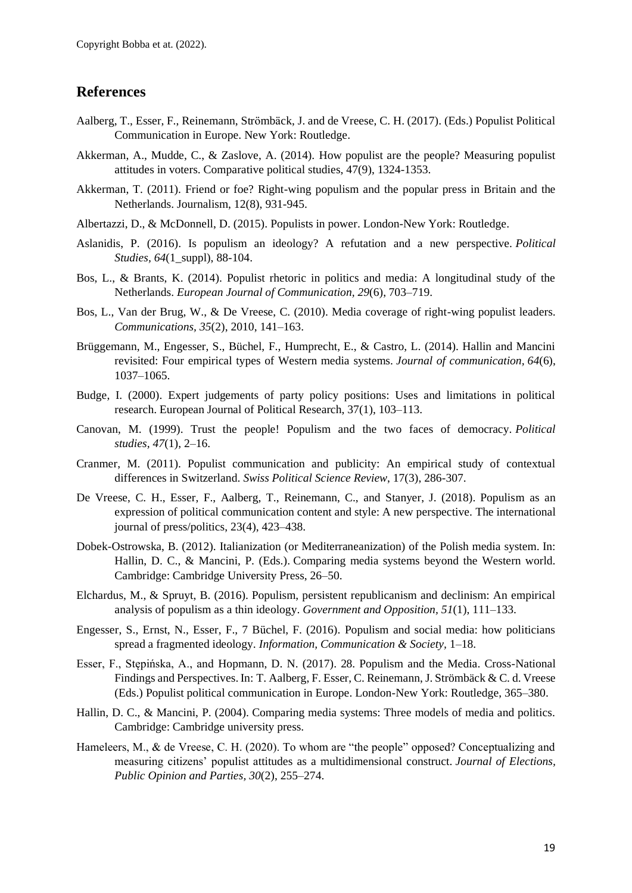## References

Aalberg, T., Esser, F., Reinemann, Strömbäck, J. and de Vreese, C. H. (2017). (Eds.) Populist Political Communication in Europe. New York: Routledge.

Akkerman, A., Mudde, C., & Zaslove, A. (2014). How populist are the people? Measuring populist attitudes in voters. Comparative political studies, 47(9), 1324-1353.

Akkerman, T. (2011). Friend or foe? Right-wing populism and the popular press in Britain and the Netherlands. Journalism, 12(8), 931-945.

Albertazzi, D., & McDonnell, D. (2015). Populists in power. London-New York: Routledge.

Aslanidis, P. (2016). Is populism an ideology? A refutation and a new perspective. *Political Studies, 64*(1_suppl), 88-104.

Bos, L., & Brants, K. (2014). Populist rhetoric in politics and media: A longitudinal study of the Netherlands. *European Journal of Communication, 29*(6), 703–719.

Bos, L., Van der Brug, W., & De Vreese, C. (2010). Media coverage of right-wing populist leaders. *Communications, 35*(2), 2010, 141–163.

Brüggemann, M., Engesser, S., Büchel, F., Humprecht, E., & Castro, L. (2014). Hallin and Mancini revisited: Four empirical types of Western media systems. *Journal of communication*, *64*(6), 1037–1065.

Budge, I. (2000). Expert judgements of party policy positions: Uses and limitations in political research. European Journal of Political Research, 37(1), 103–113.

Canovan, M. (1999). Trust the people! Populism and the two faces of democracy. *Political studies*, *47*(1), 2–16.

Cranmer, M. (2011). Populist communication and publicity: An empirical study of contextual differences in Switzerland. *Swiss Political Science Review*, 17(3), 286-307.

De Vreese, C. H., Esser, F., Aalberg, T., Reinemann, C., and Stanyer, J. (2018). Populism as an expression of political communication content and style: A new perspective. The international journal of press/politics, 23(4), 423–438.

Dobek-Ostrowska, B. (2012). Italianization (or Mediterraneanization) of the Polish media system. In: Hallin, D. C., & Mancini, P. (Eds.). Comparing media systems beyond the Western world. Cambridge: Cambridge University Press, 26–50.

Elchardus, M., & Spruyt, B. (2016). Populism, persistent republicanism and declinism: An empirical analysis of populism as a thin ideology. *Government and Opposition*, *51*(1), 111–133.

Engesser, S., Ernst, N., Esser, F., 7 Büchel, F. (2016). Populism and social media: how politicians spread a fragmented ideology. *Information, Communication & Society,* 1–18.

Esser, F., Stępińska, A., and Hopmann, D. N. (2017). 28. Populism and the Media. Cross-National Findings and Perspectives. In: T. Aalberg, F. Esser, C. Reinemann, J. Strömbäck & C. d. Vreese (Eds.) Populist political communication in Europe. London-New York: Routledge, 365–380.

Hallin, D. C., & Mancini, P. (2004). Comparing media systems: Three models of media and politics. Cambridge: Cambridge university press.

Hameleers, M., & de Vreese, C. H. (2020). To whom are "the people" opposed? Conceptualizing and measuring citizens' populist attitudes as a multidimensional construct. *Journal of Elections, Public Opinion and Parties, 30*(2), 255–274.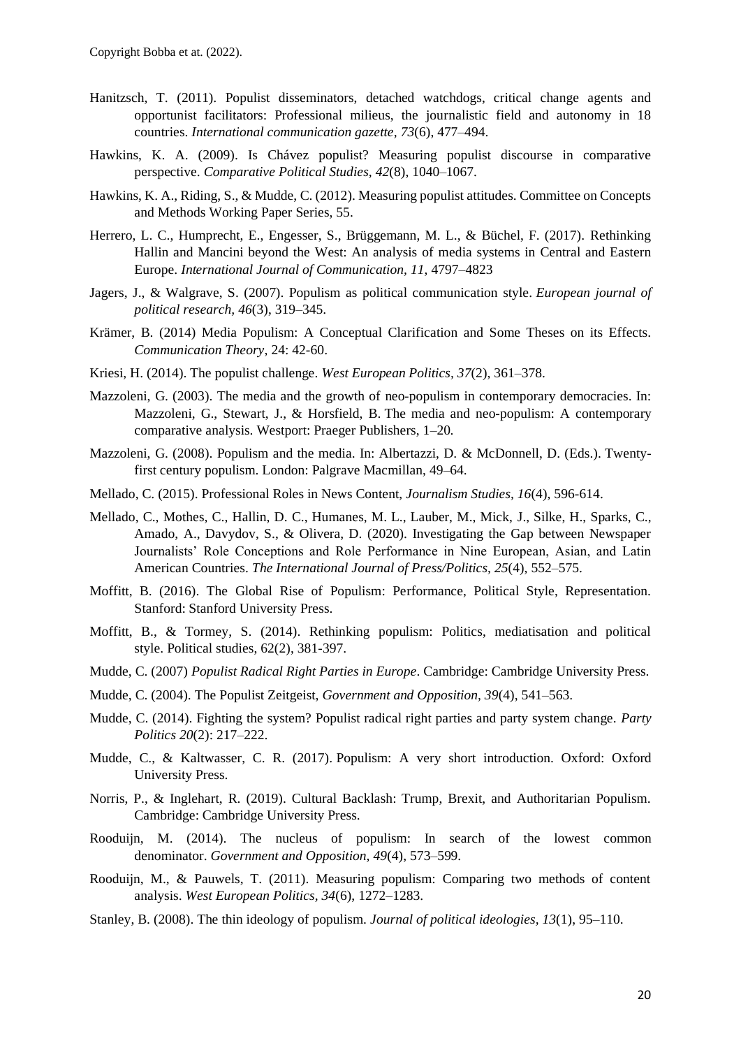Hanitzsch, T. (2011). Populist disseminators, detached watchdogs, critical change agents and opportunist facilitators: Professional milieus, the journalistic field and autonomy in 18 countries. *International communication gazette*, *73*(6), 477–494.

Hawkins, K. A. (2009). Is Chávez populist? Measuring populist discourse in comparative perspective. *Comparative Political Studies*, *42*(8), 1040–1067.

Hawkins, K. A., Riding, S., & Mudde, C. (2012). Measuring populist attitudes. Committee on Concepts and Methods Working Paper Series, 55.

Herrero, L. C., Humprecht, E., Engesser, S., Brüggemann, M. L., & Büchel, F. (2017). Rethinking Hallin and Mancini beyond the West: An analysis of media systems in Central and Eastern Europe. *International Journal of Communication*, *11*, 4797–4823

Jagers, J., & Walgrave, S. (2007). Populism as political communication style. *European journal of political research*, *46*(3), 319–345.

Krämer, B. (2014) Media Populism: A Conceptual Clarification and Some Theses on its Effects. *Communication Theory*, 24: 42-60.

Kriesi, H. (2014). The populist challenge. *West European Politics*, *37*(2), 361–378.

Mazzoleni, G. (2003). The media and the growth of neo-populism in contemporary democracies. In: Mazzoleni, G., Stewart, J., & Horsfield, B. The media and neo-populism: A contemporary comparative analysis. Westport: Praeger Publishers, 1–20.

Mazzoleni, G. (2008). Populism and the media. In: Albertazzi, D. & McDonnell, D. (Eds.). Twenty-first century populism. London: Palgrave Macmillan, 49–64.

Mellado, C. (2015). Professional Roles in News Content, *Journalism Studies*, *16*(4), 596-614.

Mellado, C., Mothes, C., Hallin, D. C., Humanes, M. L., Lauber, M., Mick, J., Silke, H., Sparks, C., Amado, A., Davydov, S., & Olivera, D. (2020). Investigating the Gap between Newspaper Journalists' Role Conceptions and Role Performance in Nine European, Asian, and Latin American Countries. *The International Journal of Press/Politics*, *25*(4), 552–575.

Moffitt, B. (2016). The Global Rise of Populism: Performance, Political Style, Representation. Stanford: Stanford University Press.

Moffitt, B., & Tormey, S. (2014). Rethinking populism: Politics, mediatisation and political style. Political studies, 62(2), 381-397.

Mudde, C. (2007) *Populist Radical Right Parties in Europe*. Cambridge: Cambridge University Press.

Mudde, C. (2004). The Populist Zeitgeist, *Government and Opposition*, *39*(4), 541–563.

Mudde, C. (2014). Fighting the system? Populist radical right parties and party system change. *Party Politics 20*(2): 217–222.

Mudde, C., & Kaltwasser, C. R. (2017). Populism: A very short introduction. Oxford: Oxford University Press.

Norris, P., & Inglehart, R. (2019). Cultural Backlash: Trump, Brexit, and Authoritarian Populism. Cambridge: Cambridge University Press.

Rooduijn, M. (2014). The nucleus of populism: In search of the lowest common denominator. *Government and Opposition*, *49*(4), 573–599.

Rooduijn, M., & Pauwels, T. (2011). Measuring populism: Comparing two methods of content analysis. *West European Politics*, *34*(6), 1272–1283.

Stanley, B. (2008). The thin ideology of populism. *Journal of political ideologies*, *13*(1), 95–110.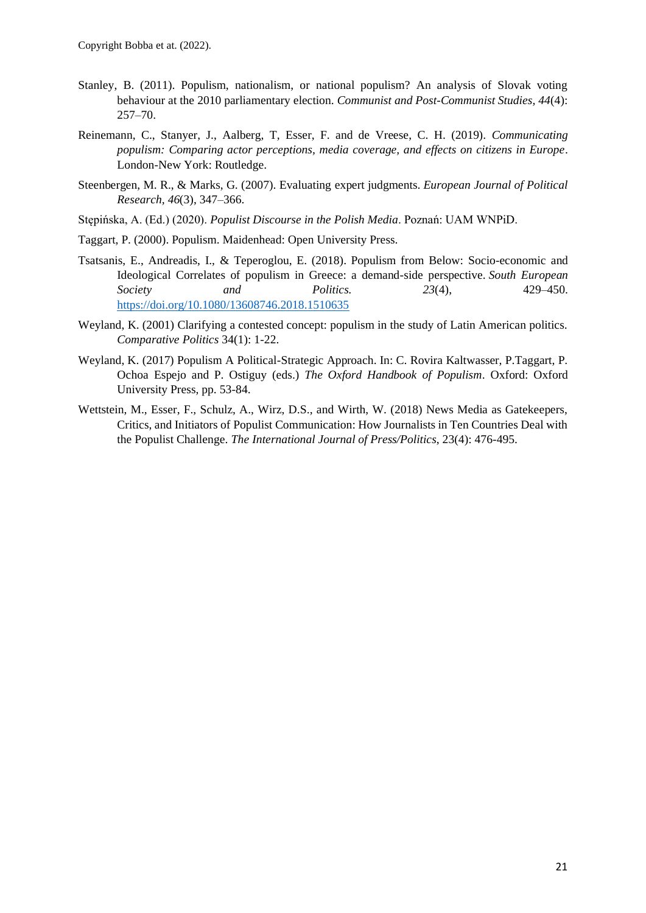Stanley, B. (2011). Populism, nationalism, or national populism? An analysis of Slovak voting behaviour at the 2010 parliamentary election. *Communist and Post-Communist Studies, 44*(4): 257–70.

Reinemann, C., Stanyer, J., Aalberg, T, Esser, F. and de Vreese, C. H. (2019). *Communicating populism: Comparing actor perceptions, media coverage, and effects on citizens in Europe*. London-New York: Routledge.

Steenbergen, M. R., & Marks, G. (2007). Evaluating expert judgments. *European Journal of Political Research, 46*(3), 347–366.

Stępińska, A. (Ed.) (2020). *Populist Discourse in the Polish Media*. Poznań: UAM WNPiD.

Taggart, P. (2000). Populism. Maidenhead: Open University Press.

Tsatsanis, E., Andreadis, I., & Teperoglou, E. (2018). Populism from Below: Socio-economic and Ideological Correlates of populism in Greece: a demand-side perspective. *South European Society and Politics. 23*(4), 429–450. https://doi.org/10.1080/13608746.2018.1510635

Weyland, K. (2001) Clarifying a contested concept: populism in the study of Latin American politics. *Comparative Politics* 34(1): 1-22.

Weyland, K. (2017) Populism A Political-Strategic Approach. In: C. Rovira Kaltwasser, P.Taggart, P. Ochoa Espejo and P. Ostiguy (eds.) *The Oxford Handbook of Populism*. Oxford: Oxford University Press, pp. 53-84.

Wettstein, M., Esser, F., Schulz, A., Wirz, D.S., and Wirth, W. (2018) News Media as Gatekeepers, Critics, and Initiators of Populist Communication: How Journalists in Ten Countries Deal with the Populist Challenge. *The International Journal of Press/Politics*, 23(4): 476-495.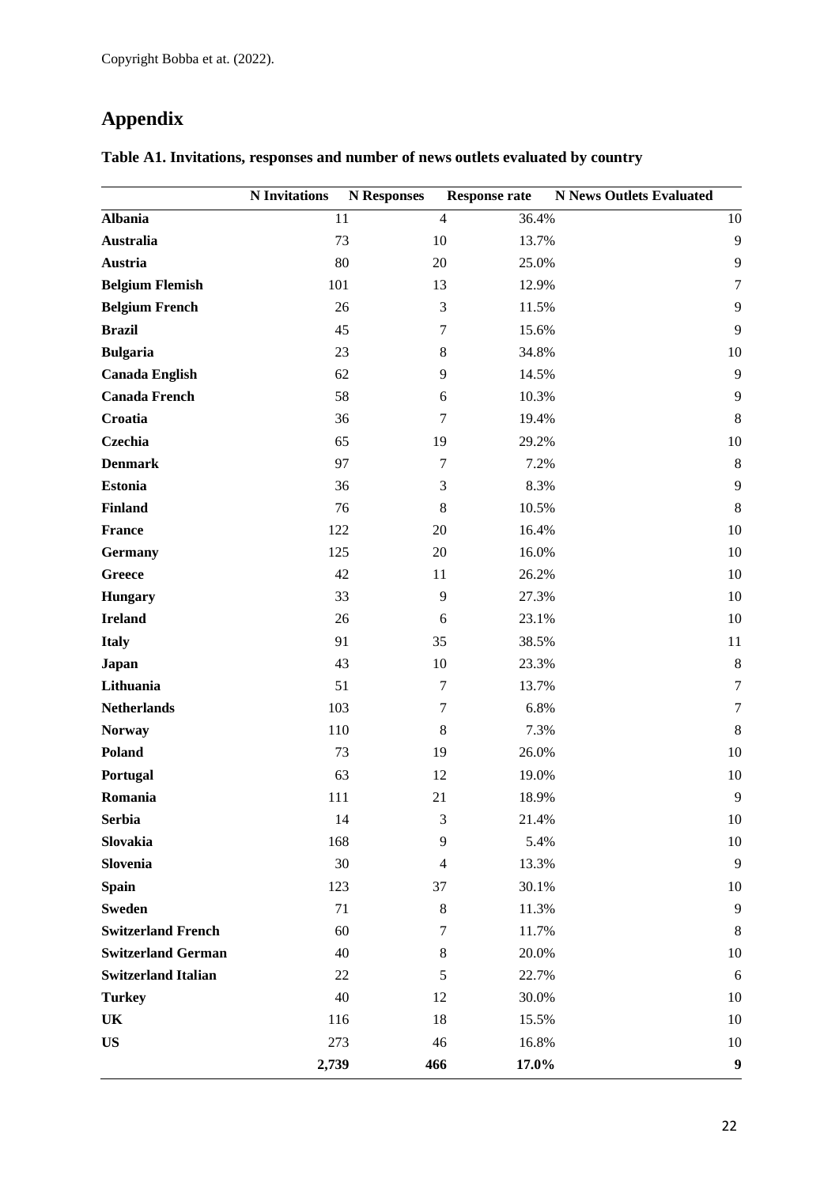Copyright Bobba et at. (2022).

# Appendix

**Table A1. Invitations, responses and number of news outlets evaluated by country**

| | N Invitations | N Responses | Response rate | N News Outlets Evaluated |
|---|---|---|---|---|
| **Albania** | 11 | 4 | 36.4% | 10 |
| **Australia** | 73 | 10 | 13.7% | 9 |
| **Austria** | 80 | 20 | 25.0% | 9 |
| **Belgium Flemish** | 101 | 13 | 12.9% | 7 |
| **Belgium French** | 26 | 3 | 11.5% | 9 |
| **Brazil** | 45 | 7 | 15.6% | 9 |
| **Bulgaria** | 23 | 8 | 34.8% | 10 |
| **Canada English** | 62 | 9 | 14.5% | 9 |
| **Canada French** | 58 | 6 | 10.3% | 9 |
| **Croatia** | 36 | 7 | 19.4% | 8 |
| **Czechia** | 65 | 19 | 29.2% | 10 |
| **Denmark** | 97 | 7 | 7.2% | 8 |
| **Estonia** | 36 | 3 | 8.3% | 9 |
| **Finland** | 76 | 8 | 10.5% | 8 |
| **France** | 122 | 20 | 16.4% | 10 |
| **Germany** | 125 | 20 | 16.0% | 10 |
| **Greece** | 42 | 11 | 26.2% | 10 |
| **Hungary** | 33 | 9 | 27.3% | 10 |
| **Ireland** | 26 | 6 | 23.1% | 10 |
| **Italy** | 91 | 35 | 38.5% | 11 |
| **Japan** | 43 | 10 | 23.3% | 8 |
| **Lithuania** | 51 | 7 | 13.7% | 7 |
| **Netherlands** | 103 | 7 | 6.8% | 7 |
| **Norway** | 110 | 8 | 7.3% | 8 |
| **Poland** | 73 | 19 | 26.0% | 10 |
| **Portugal** | 63 | 12 | 19.0% | 10 |
| **Romania** | 111 | 21 | 18.9% | 9 |
| **Serbia** | 14 | 3 | 21.4% | 10 |
| **Slovakia** | 168 | 9 | 5.4% | 10 |
| **Slovenia** | 30 | 4 | 13.3% | 9 |
| **Spain** | 123 | 37 | 30.1% | 10 |
| **Sweden** | 71 | 8 | 11.3% | 9 |
| **Switzerland French** | 60 | 7 | 11.7% | 8 |
| **Switzerland German** | 40 | 8 | 20.0% | 10 |
| **Switzerland Italian** | 22 | 5 | 22.7% | 6 |
| **Turkey** | 40 | 12 | 30.0% | 10 |
| **UK** | 116 | 18 | 15.5% | 10 |
| **US** | 273 | 46 | 16.8% | 10 |
| | **2,739** | **466** | **17.0%** | **9** |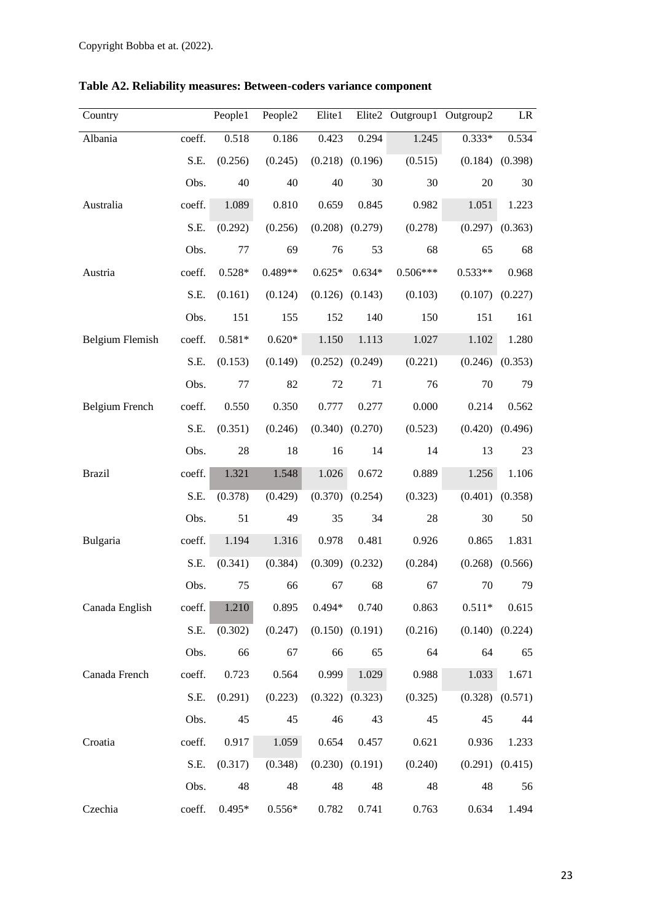Copyright Bobba et at. (2022).

**Table A2. Reliability measures: Between-coders variance component**

| Country | | People1 | People2 | Elite1 | Elite2 | Outgroup1 | Outgroup2 | LR |
|---|---|---|---|---|---|---|---|---|
| Albania | coeff. | 0.518 | 0.186 | 0.423 | 0.294 | 1.245 | 0.333* | 0.534 |
| | S.E. | (0.256) | (0.245) | (0.218) | (0.196) | (0.515) | (0.184) | (0.398) |
| | Obs. | 40 | 40 | 40 | 30 | 30 | 20 | 30 |
| Australia | coeff. | 1.089 | 0.810 | 0.659 | 0.845 | 0.982 | 1.051 | 1.223 |
| | S.E. | (0.292) | (0.256) | (0.208) | (0.279) | (0.278) | (0.297) | (0.363) |
| | Obs. | 77 | 69 | 76 | 53 | 68 | 65 | 68 |
| Austria | coeff. | 0.528* | 0.489** | 0.625* | 0.634* | 0.506*** | 0.533** | 0.968 |
| | S.E. | (0.161) | (0.124) | (0.126) | (0.143) | (0.103) | (0.107) | (0.227) |
| | Obs. | 151 | 155 | 152 | 140 | 150 | 151 | 161 |
| Belgium Flemish | coeff. | 0.581* | 0.620* | 1.150 | 1.113 | 1.027 | 1.102 | 1.280 |
| | S.E. | (0.153) | (0.149) | (0.252) | (0.249) | (0.221) | (0.246) | (0.353) |
| | Obs. | 77 | 82 | 72 | 71 | 76 | 70 | 79 |
| Belgium French | coeff. | 0.550 | 0.350 | 0.777 | 0.277 | 0.000 | 0.214 | 0.562 |
| | S.E. | (0.351) | (0.246) | (0.340) | (0.270) | (0.523) | (0.420) | (0.496) |
| | Obs. | 28 | 18 | 16 | 14 | 14 | 13 | 23 |
| Brazil | coeff. | 1.321 | 1.548 | 1.026 | 0.672 | 0.889 | 1.256 | 1.106 |
| | S.E. | (0.378) | (0.429) | (0.370) | (0.254) | (0.323) | (0.401) | (0.358) |
| | Obs. | 51 | 49 | 35 | 34 | 28 | 30 | 50 |
| Bulgaria | coeff. | 1.194 | 1.316 | 0.978 | 0.481 | 0.926 | 0.865 | 1.831 |
| | S.E. | (0.341) | (0.384) | (0.309) | (0.232) | (0.284) | (0.268) | (0.566) |
| | Obs. | 75 | 66 | 67 | 68 | 67 | 70 | 79 |
| Canada English | coeff. | 1.210 | 0.895 | 0.494* | 0.740 | 0.863 | 0.511* | 0.615 |
| | S.E. | (0.302) | (0.247) | (0.150) | (0.191) | (0.216) | (0.140) | (0.224) |
| | Obs. | 66 | 67 | 66 | 65 | 64 | 64 | 65 |
| Canada French | coeff. | 0.723 | 0.564 | 0.999 | 1.029 | 0.988 | 1.033 | 1.671 |
| | S.E. | (0.291) | (0.223) | (0.322) | (0.323) | (0.325) | (0.328) | (0.571) |
| | Obs. | 45 | 45 | 46 | 43 | 45 | 45 | 44 |
| Croatia | coeff. | 0.917 | 1.059 | 0.654 | 0.457 | 0.621 | 0.936 | 1.233 |
| | S.E. | (0.317) | (0.348) | (0.230) | (0.191) | (0.240) | (0.291) | (0.415) |
| | Obs. | 48 | 48 | 48 | 48 | 48 | 48 | 56 |
| Czechia | coeff. | 0.495* | 0.556* | 0.782 | 0.741 | 0.763 | 0.634 | 1.494 |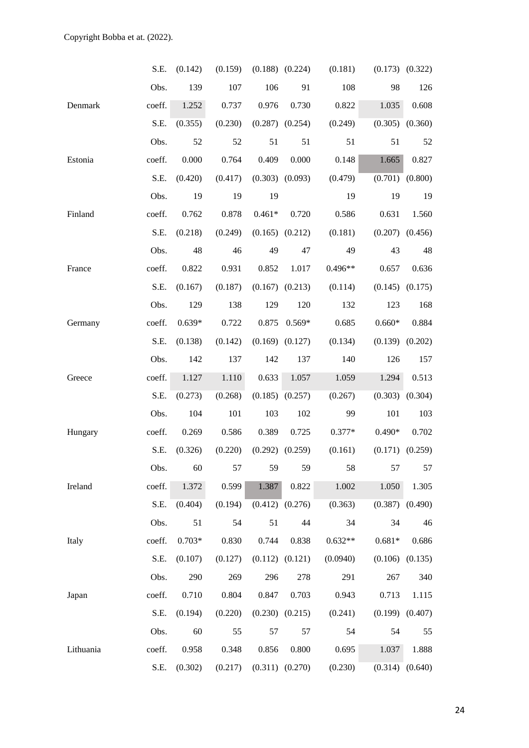Copyright Bobba et at. (2022).

| | | | | | | | | |
|---|---|---|---|---|---|---|---|---|
| | S.E. | (0.142) | (0.159) | (0.188) | (0.224) | (0.181) | (0.173) | (0.322) |
| | Obs. | 139 | 107 | 106 | 91 | 108 | 98 | 126 |
| Denmark | coeff. | 1.252 | 0.737 | 0.976 | 0.730 | 0.822 | 1.035 | 0.608 |
| | S.E. | (0.355) | (0.230) | (0.287) | (0.254) | (0.249) | (0.305) | (0.360) |
| | Obs. | 52 | 52 | 51 | 51 | 51 | 51 | 52 |
| Estonia | coeff. | 0.000 | 0.764 | 0.409 | 0.000 | 0.148 | 1.665 | 0.827 |
| | S.E. | (0.420) | (0.417) | (0.303) | (0.093) | (0.479) | (0.701) | (0.800) |
| | Obs. | 19 | 19 | 19 | | 19 | 19 | 19 |
| Finland | coeff. | 0.762 | 0.878 | 0.461* | 0.720 | 0.586 | 0.631 | 1.560 |
| | S.E. | (0.218) | (0.249) | (0.165) | (0.212) | (0.181) | (0.207) | (0.456) |
| | Obs. | 48 | 46 | 49 | 47 | 49 | 43 | 48 |
| France | coeff. | 0.822 | 0.931 | 0.852 | 1.017 | 0.496** | 0.657 | 0.636 |
| | S.E. | (0.167) | (0.187) | (0.167) | (0.213) | (0.114) | (0.145) | (0.175) |
| | Obs. | 129 | 138 | 129 | 120 | 132 | 123 | 168 |
| Germany | coeff. | 0.639* | 0.722 | 0.875 | 0.569* | 0.685 | 0.660* | 0.884 |
| | S.E. | (0.138) | (0.142) | (0.169) | (0.127) | (0.134) | (0.139) | (0.202) |
| | Obs. | 142 | 137 | 142 | 137 | 140 | 126 | 157 |
| Greece | coeff. | 1.127 | 1.110 | 0.633 | 1.057 | 1.059 | 1.294 | 0.513 |
| | S.E. | (0.273) | (0.268) | (0.185) | (0.257) | (0.267) | (0.303) | (0.304) |
| | Obs. | 104 | 101 | 103 | 102 | 99 | 101 | 103 |
| Hungary | coeff. | 0.269 | 0.586 | 0.389 | 0.725 | 0.377* | 0.490* | 0.702 |
| | S.E. | (0.326) | (0.220) | (0.292) | (0.259) | (0.161) | (0.171) | (0.259) |
| | Obs. | 60 | 57 | 59 | 59 | 58 | 57 | 57 |
| Ireland | coeff. | 1.372 | 0.599 | 1.387 | 0.822 | 1.002 | 1.050 | 1.305 |
| | S.E. | (0.404) | (0.194) | (0.412) | (0.276) | (0.363) | (0.387) | (0.490) |
| | Obs. | 51 | 54 | 51 | 44 | 34 | 34 | 46 |
| Italy | coeff. | 0.703* | 0.830 | 0.744 | 0.838 | 0.632** | 0.681* | 0.686 |
| | S.E. | (0.107) | (0.127) | (0.112) | (0.121) | (0.0940) | (0.106) | (0.135) |
| | Obs. | 290 | 269 | 296 | 278 | 291 | 267 | 340 |
| Japan | coeff. | 0.710 | 0.804 | 0.847 | 0.703 | 0.943 | 0.713 | 1.115 |
| | S.E. | (0.194) | (0.220) | (0.230) | (0.215) | (0.241) | (0.199) | (0.407) |
| | Obs. | 60 | 55 | 57 | 57 | 54 | 54 | 55 |
| Lithuania | coeff. | 0.958 | 0.348 | 0.856 | 0.800 | 0.695 | 1.037 | 1.888 |
| | S.E. | (0.302) | (0.217) | (0.311) | (0.270) | (0.230) | (0.314) | (0.640) |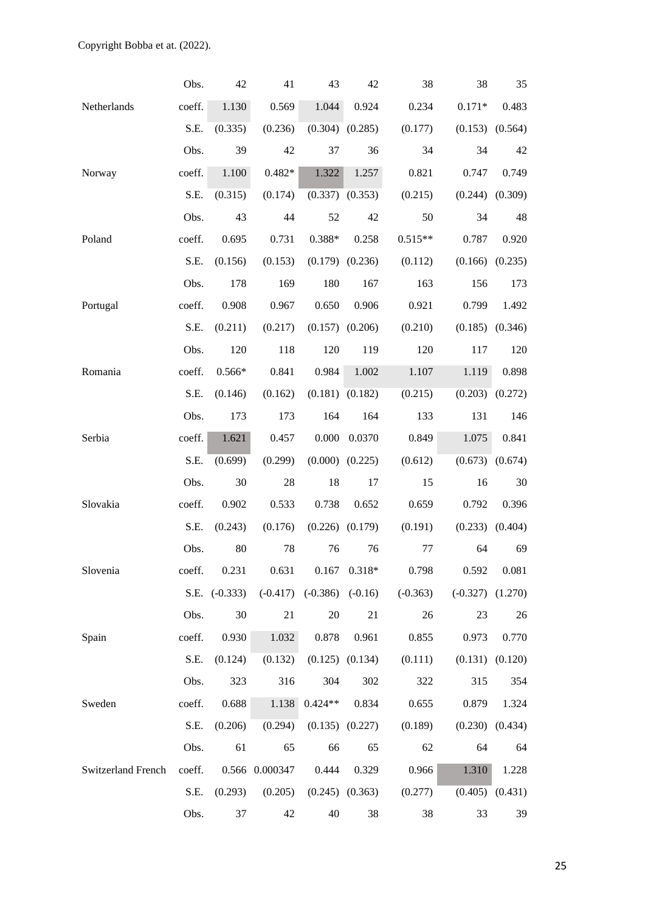Copyright Bobba et at. (2022).

| | | | | | | | | |
|---|---|---|---|---|---|---|---|---|
| | Obs. | 42 | 41 | 43 | 42 | 38 | 38 | 35 |
| Netherlands | coeff. | 1.130 | 0.569 | 1.044 | 0.924 | 0.234 | 0.171* | 0.483 |
| | S.E. | (0.335) | (0.236) | (0.304) | (0.285) | (0.177) | (0.153) | (0.564) |
| | Obs. | 39 | 42 | 37 | 36 | 34 | 34 | 42 |
| Norway | coeff. | 1.100 | 0.482* | 1.322 | 1.257 | 0.821 | 0.747 | 0.749 |
| | S.E. | (0.315) | (0.174) | (0.337) | (0.353) | (0.215) | (0.244) | (0.309) |
| | Obs. | 43 | 44 | 52 | 42 | 50 | 34 | 48 |
| Poland | coeff. | 0.695 | 0.731 | 0.388* | 0.258 | 0.515** | 0.787 | 0.920 |
| | S.E. | (0.156) | (0.153) | (0.179) | (0.236) | (0.112) | (0.166) | (0.235) |
| | Obs. | 178 | 169 | 180 | 167 | 163 | 156 | 173 |
| Portugal | coeff. | 0.908 | 0.967 | 0.650 | 0.906 | 0.921 | 0.799 | 1.492 |
| | S.E. | (0.211) | (0.217) | (0.157) | (0.206) | (0.210) | (0.185) | (0.346) |
| | Obs. | 120 | 118 | 120 | 119 | 120 | 117 | 120 |
| Romania | coeff. | 0.566* | 0.841 | 0.984 | 1.002 | 1.107 | 1.119 | 0.898 |
| | S.E. | (0.146) | (0.162) | (0.181) | (0.182) | (0.215) | (0.203) | (0.272) |
| | Obs. | 173 | 173 | 164 | 164 | 133 | 131 | 146 |
| Serbia | coeff. | 1.621 | 0.457 | 0.000 | 0.0370 | 0.849 | 1.075 | 0.841 |
| | S.E. | (0.699) | (0.299) | (0.000) | (0.225) | (0.612) | (0.673) | (0.674) |
| | Obs. | 30 | 28 | 18 | 17 | 15 | 16 | 30 |
| Slovakia | coeff. | 0.902 | 0.533 | 0.738 | 0.652 | 0.659 | 0.792 | 0.396 |
| | S.E. | (0.243) | (0.176) | (0.226) | (0.179) | (0.191) | (0.233) | (0.404) |
| | Obs. | 80 | 78 | 76 | 76 | 77 | 64 | 69 |
| Slovenia | coeff. | 0.231 | 0.631 | 0.167 | 0.318* | 0.798 | 0.592 | 0.081 |
| | S.E. | (-0.333) | (-0.417) | (-0.386) | (-0.16) | (-0.363) | (-0.327) | (1.270) |
| | Obs. | 30 | 21 | 20 | 21 | 26 | 23 | 26 |
| Spain | coeff. | 0.930 | 1.032 | 0.878 | 0.961 | 0.855 | 0.973 | 0.770 |
| | S.E. | (0.124) | (0.132) | (0.125) | (0.134) | (0.111) | (0.131) | (0.120) |
| | Obs. | 323 | 316 | 304 | 302 | 322 | 315 | 354 |
| Sweden | coeff. | 0.688 | 1.138 | 0.424** | 0.834 | 0.655 | 0.879 | 1.324 |
| | S.E. | (0.206) | (0.294) | (0.135) | (0.227) | (0.189) | (0.230) | (0.434) |
| | Obs. | 61 | 65 | 66 | 65 | 62 | 64 | 64 |
| Switzerland French | coeff. | 0.566 | 0.000347 | 0.444 | 0.329 | 0.966 | 1.310 | 1.228 |
| | S.E. | (0.293) | (0.205) | (0.245) | (0.363) | (0.277) | (0.405) | (0.431) |
| | Obs. | 37 | 42 | 40 | 38 | 38 | 33 | 39 |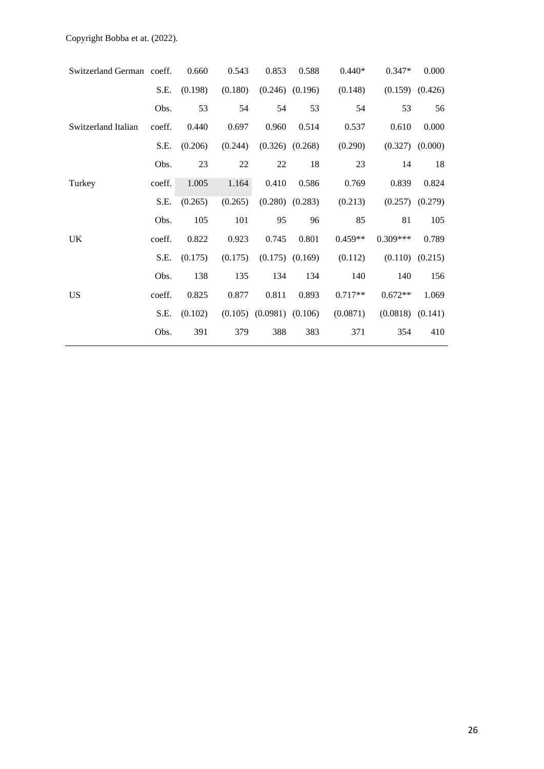Copyright Bobba et at. (2022).

| | | | | | | | | |
|---|---|---|---|---|---|---|---|---|
| Switzerland German | coeff. | 0.660 | 0.543 | 0.853 | 0.588 | 0.440* | 0.347* | 0.000 |
| | S.E. | (0.198) | (0.180) | (0.246) | (0.196) | (0.148) | (0.159) | (0.426) |
| | Obs. | 53 | 54 | 54 | 53 | 54 | 53 | 56 |
| Switzerland Italian | coeff. | 0.440 | 0.697 | 0.960 | 0.514 | 0.537 | 0.610 | 0.000 |
| | S.E. | (0.206) | (0.244) | (0.326) | (0.268) | (0.290) | (0.327) | (0.000) |
| | Obs. | 23 | 22 | 22 | 18 | 23 | 14 | 18 |
| Turkey | coeff. | 1.005 | 1.164 | 0.410 | 0.586 | 0.769 | 0.839 | 0.824 |
| | S.E. | (0.265) | (0.265) | (0.280) | (0.283) | (0.213) | (0.257) | (0.279) |
| | Obs. | 105 | 101 | 95 | 96 | 85 | 81 | 105 |
| UK | coeff. | 0.822 | 0.923 | 0.745 | 0.801 | 0.459** | 0.309*** | 0.789 |
| | S.E. | (0.175) | (0.175) | (0.175) | (0.169) | (0.112) | (0.110) | (0.215) |
| | Obs. | 138 | 135 | 134 | 134 | 140 | 140 | 156 |
| US | coeff. | 0.825 | 0.877 | 0.811 | 0.893 | 0.717** | 0.672** | 1.069 |
| | S.E. | (0.102) | (0.105) | (0.0981) | (0.106) | (0.0871) | (0.0818) | (0.141) |
| | Obs. | 391 | 379 | 388 | 383 | 371 | 354 | 410 |